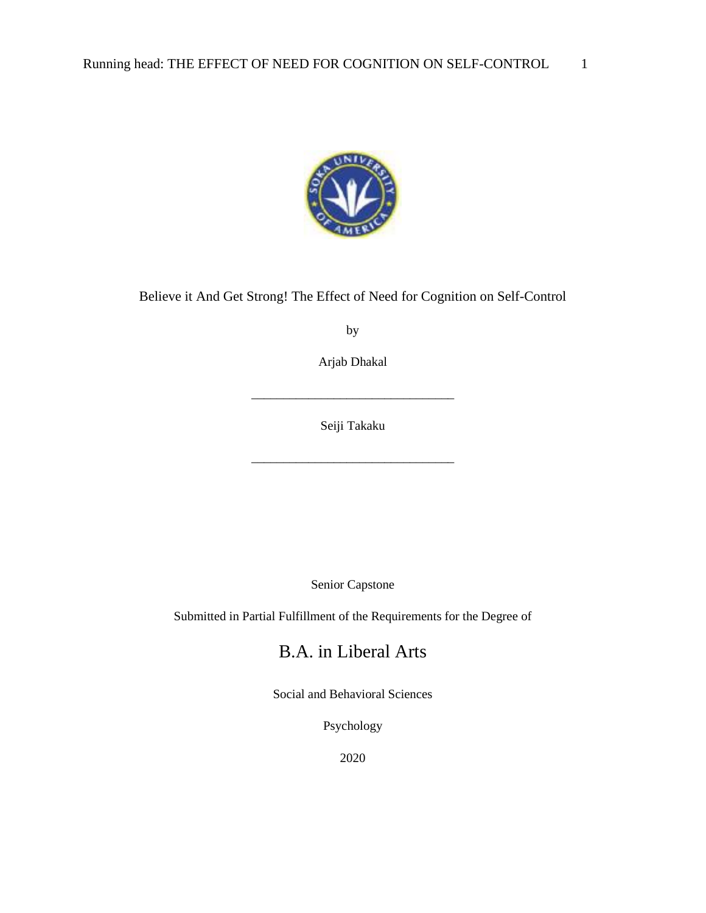Believe it And Get Strong! The Effect of Need for Cognition on Self-Control

by

Arjab Dhakal

_______________________________

Seiji Takaku

_______________________________

Senior Capstone

Submitted in Partial Fulfillment of the Requirements for the Degree of

B.A. in Liberal Arts

Social and Behavioral Sciences

Psychology

2020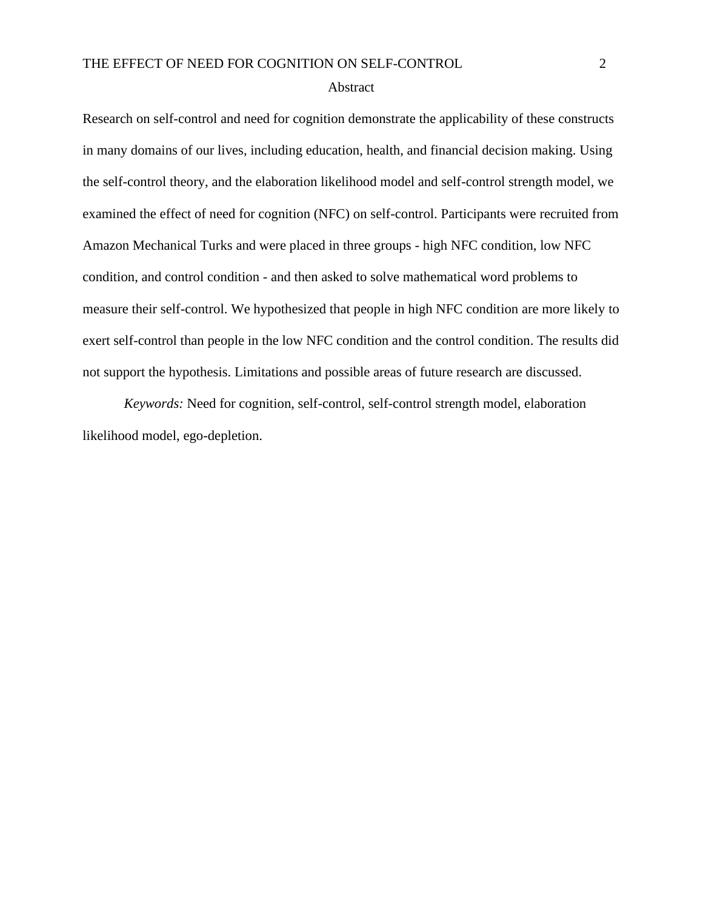# Abstract

Research on self-control and need for cognition demonstrate the applicability of these constructs in many domains of our lives, including education, health, and financial decision making. Using the self-control theory, and the elaboration likelihood model and self-control strength model, we examined the effect of need for cognition (NFC) on self-control. Participants were recruited from Amazon Mechanical Turks and were placed in three groups - high NFC condition, low NFC condition, and control condition - and then asked to solve mathematical word problems to measure their self-control. We hypothesized that people in high NFC condition are more likely to exert self-control than people in the low NFC condition and the control condition. The results did not support the hypothesis. Limitations and possible areas of future research are discussed.

*Keywords:* Need for cognition, self-control, self-control strength model, elaboration likelihood model, ego-depletion.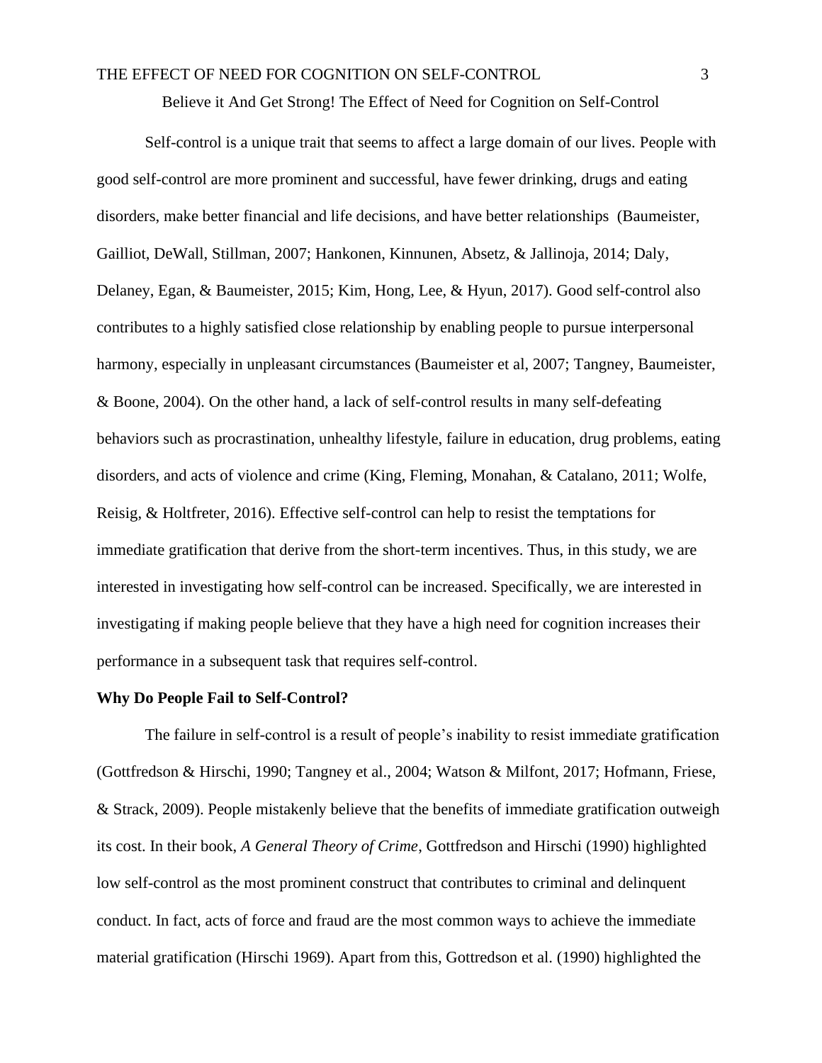Believe it And Get Strong! The Effect of Need for Cognition on Self-Control

Self-control is a unique trait that seems to affect a large domain of our lives. People with good self-control are more prominent and successful, have fewer drinking, drugs and eating disorders, make better financial and life decisions, and have better relationships (Baumeister, Gailliot, DeWall, Stillman, 2007; Hankonen, Kinnunen, Absetz, & Jallinoja, 2014; Daly, Delaney, Egan, & Baumeister, 2015; Kim, Hong, Lee, & Hyun, 2017). Good self-control also contributes to a highly satisfied close relationship by enabling people to pursue interpersonal harmony, especially in unpleasant circumstances (Baumeister et al, 2007; Tangney, Baumeister, & Boone, 2004). On the other hand, a lack of self-control results in many self-defeating behaviors such as procrastination, unhealthy lifestyle, failure in education, drug problems, eating disorders, and acts of violence and crime (King, Fleming, Monahan, & Catalano, 2011; Wolfe, Reisig, & Holtfreter, 2016). Effective self-control can help to resist the temptations for immediate gratification that derive from the short-term incentives. Thus, in this study, we are interested in investigating how self-control can be increased. Specifically, we are interested in investigating if making people believe that they have a high need for cognition increases their performance in a subsequent task that requires self-control.

## Why Do People Fail to Self-Control?

The failure in self-control is a result of people's inability to resist immediate gratification (Gottfredson & Hirschi, 1990; Tangney et al., 2004; Watson & Milfont, 2017; Hofmann, Friese, & Strack, 2009). People mistakenly believe that the benefits of immediate gratification outweigh its cost. In their book, *A General Theory of Crime*, Gottfredson and Hirschi (1990) highlighted low self-control as the most prominent construct that contributes to criminal and delinquent conduct. In fact, acts of force and fraud are the most common ways to achieve the immediate material gratification (Hirschi 1969). Apart from this, Gottredson et al. (1990) highlighted the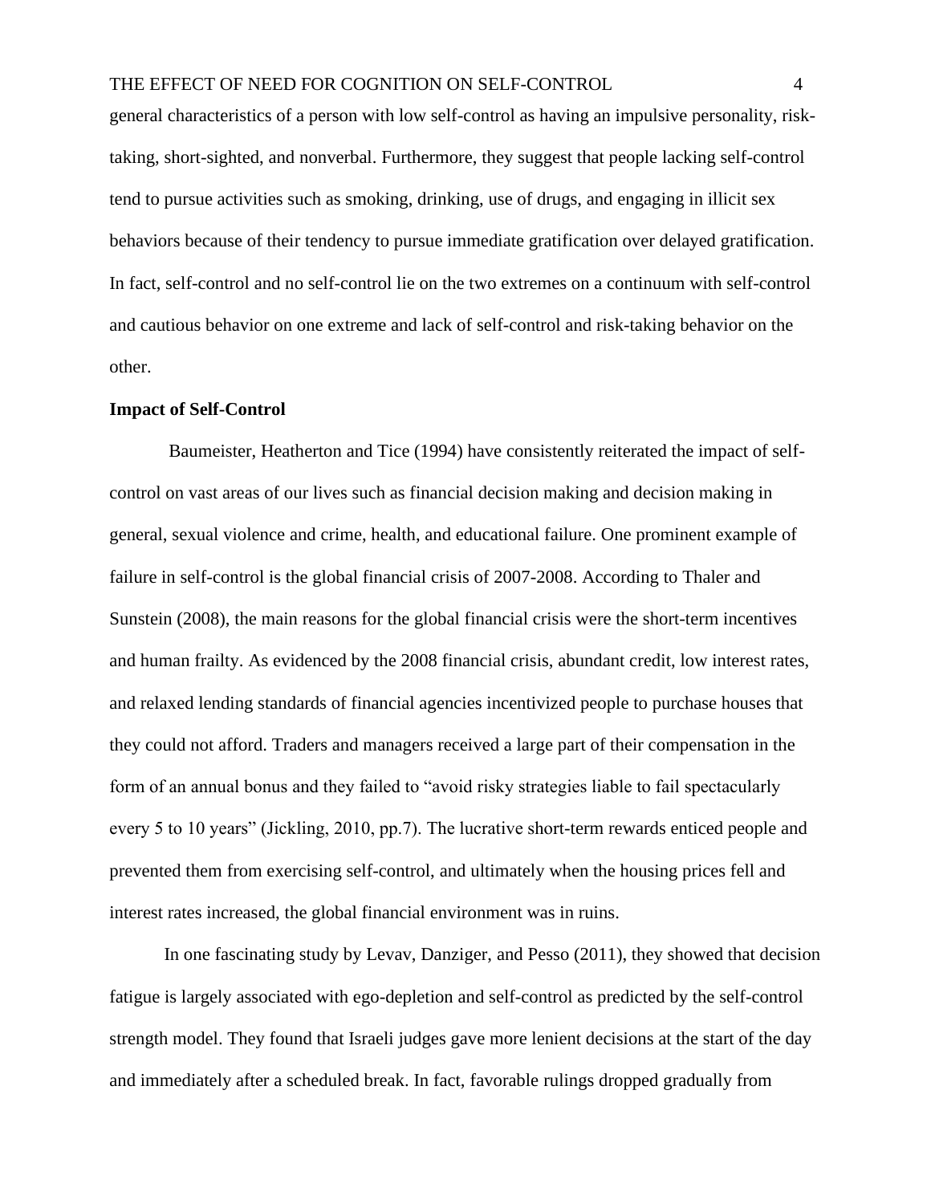general characteristics of a person with low self-control as having an impulsive personality, risk-taking, short-sighted, and nonverbal. Furthermore, they suggest that people lacking self-control tend to pursue activities such as smoking, drinking, use of drugs, and engaging in illicit sex behaviors because of their tendency to pursue immediate gratification over delayed gratification. In fact, self-control and no self-control lie on the two extremes on a continuum with self-control and cautious behavior on one extreme and lack of self-control and risk-taking behavior on the other.

**Impact of Self-Control**

Baumeister, Heatherton and Tice (1994) have consistently reiterated the impact of self-control on vast areas of our lives such as financial decision making and decision making in general, sexual violence and crime, health, and educational failure. One prominent example of failure in self-control is the global financial crisis of 2007-2008. According to Thaler and Sunstein (2008), the main reasons for the global financial crisis were the short-term incentives and human frailty. As evidenced by the 2008 financial crisis, abundant credit, low interest rates, and relaxed lending standards of financial agencies incentivized people to purchase houses that they could not afford. Traders and managers received a large part of their compensation in the form of an annual bonus and they failed to "avoid risky strategies liable to fail spectacularly every 5 to 10 years" (Jickling, 2010, pp.7). The lucrative short-term rewards enticed people and prevented them from exercising self-control, and ultimately when the housing prices fell and interest rates increased, the global financial environment was in ruins.

In one fascinating study by Levav, Danziger, and Pesso (2011), they showed that decision fatigue is largely associated with ego-depletion and self-control as predicted by the self-control strength model. They found that Israeli judges gave more lenient decisions at the start of the day and immediately after a scheduled break. In fact, favorable rulings dropped gradually from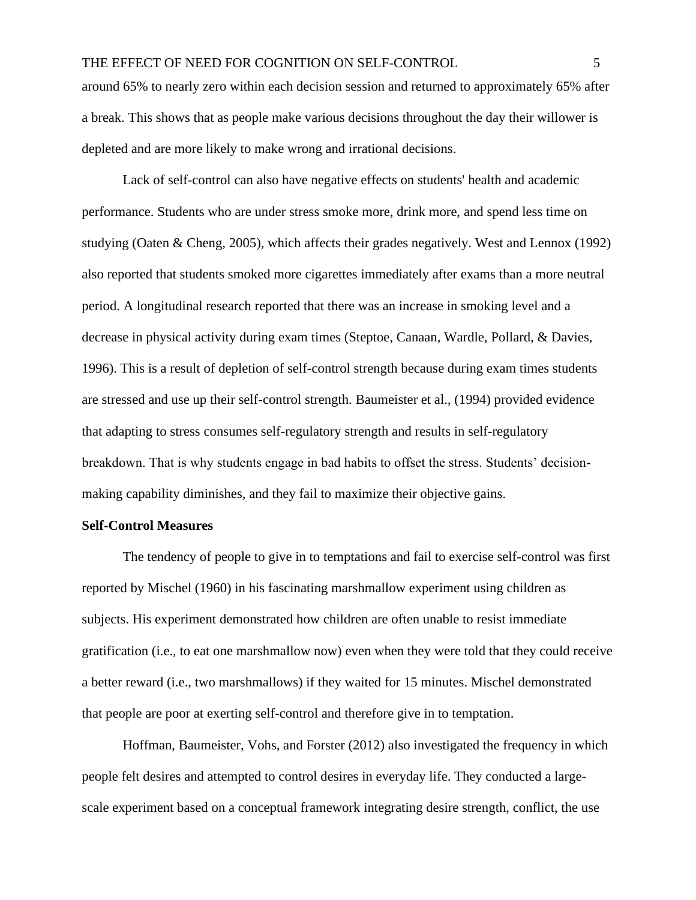around 65% to nearly zero within each decision session and returned to approximately 65% after a break. This shows that as people make various decisions throughout the day their willower is depleted and are more likely to make wrong and irrational decisions.

Lack of self-control can also have negative effects on students' health and academic performance. Students who are under stress smoke more, drink more, and spend less time on studying (Oaten & Cheng, 2005), which affects their grades negatively. West and Lennox (1992) also reported that students smoked more cigarettes immediately after exams than a more neutral period. A longitudinal research reported that there was an increase in smoking level and a decrease in physical activity during exam times (Steptoe, Canaan, Wardle, Pollard, & Davies, 1996). This is a result of depletion of self-control strength because during exam times students are stressed and use up their self-control strength. Baumeister et al., (1994) provided evidence that adapting to stress consumes self-regulatory strength and results in self-regulatory breakdown. That is why students engage in bad habits to offset the stress. Students' decision-making capability diminishes, and they fail to maximize their objective gains.

**Self-Control Measures**

The tendency of people to give in to temptations and fail to exercise self-control was first reported by Mischel (1960) in his fascinating marshmallow experiment using children as subjects. His experiment demonstrated how children are often unable to resist immediate gratification (i.e., to eat one marshmallow now) even when they were told that they could receive a better reward (i.e., two marshmallows) if they waited for 15 minutes. Mischel demonstrated that people are poor at exerting self-control and therefore give in to temptation.

Hoffman, Baumeister, Vohs, and Forster (2012) also investigated the frequency in which people felt desires and attempted to control desires in everyday life. They conducted a large-scale experiment based on a conceptual framework integrating desire strength, conflict, the use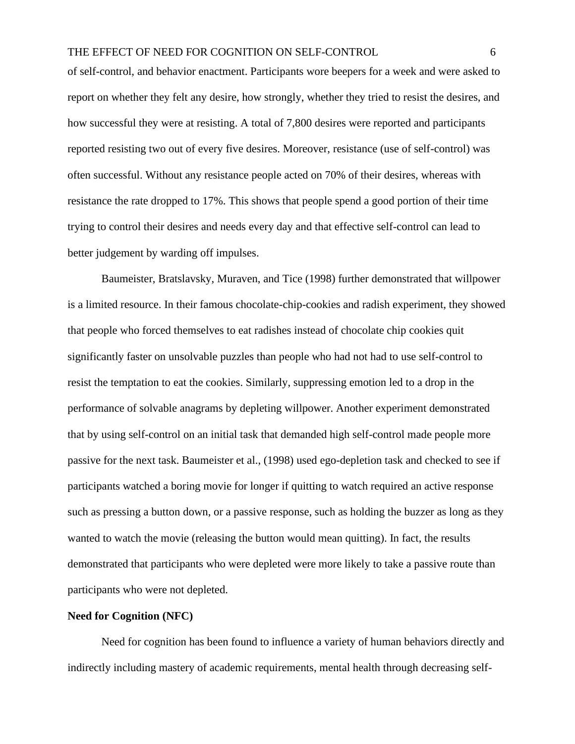of self-control, and behavior enactment. Participants wore beepers for a week and were asked to report on whether they felt any desire, how strongly, whether they tried to resist the desires, and how successful they were at resisting. A total of 7,800 desires were reported and participants reported resisting two out of every five desires. Moreover, resistance (use of self-control) was often successful. Without any resistance people acted on 70% of their desires, whereas with resistance the rate dropped to 17%. This shows that people spend a good portion of their time trying to control their desires and needs every day and that effective self-control can lead to better judgement by warding off impulses.

Baumeister, Bratslavsky, Muraven, and Tice (1998) further demonstrated that willpower is a limited resource. In their famous chocolate-chip-cookies and radish experiment, they showed that people who forced themselves to eat radishes instead of chocolate chip cookies quit significantly faster on unsolvable puzzles than people who had not had to use self-control to resist the temptation to eat the cookies. Similarly, suppressing emotion led to a drop in the performance of solvable anagrams by depleting willpower. Another experiment demonstrated that by using self-control on an initial task that demanded high self-control made people more passive for the next task. Baumeister et al., (1998) used ego-depletion task and checked to see if participants watched a boring movie for longer if quitting to watch required an active response such as pressing a button down, or a passive response, such as holding the buzzer as long as they wanted to watch the movie (releasing the button would mean quitting). In fact, the results demonstrated that participants who were depleted were more likely to take a passive route than participants who were not depleted.

## Need for Cognition (NFC)

Need for cognition has been found to influence a variety of human behaviors directly and indirectly including mastery of academic requirements, mental health through decreasing self-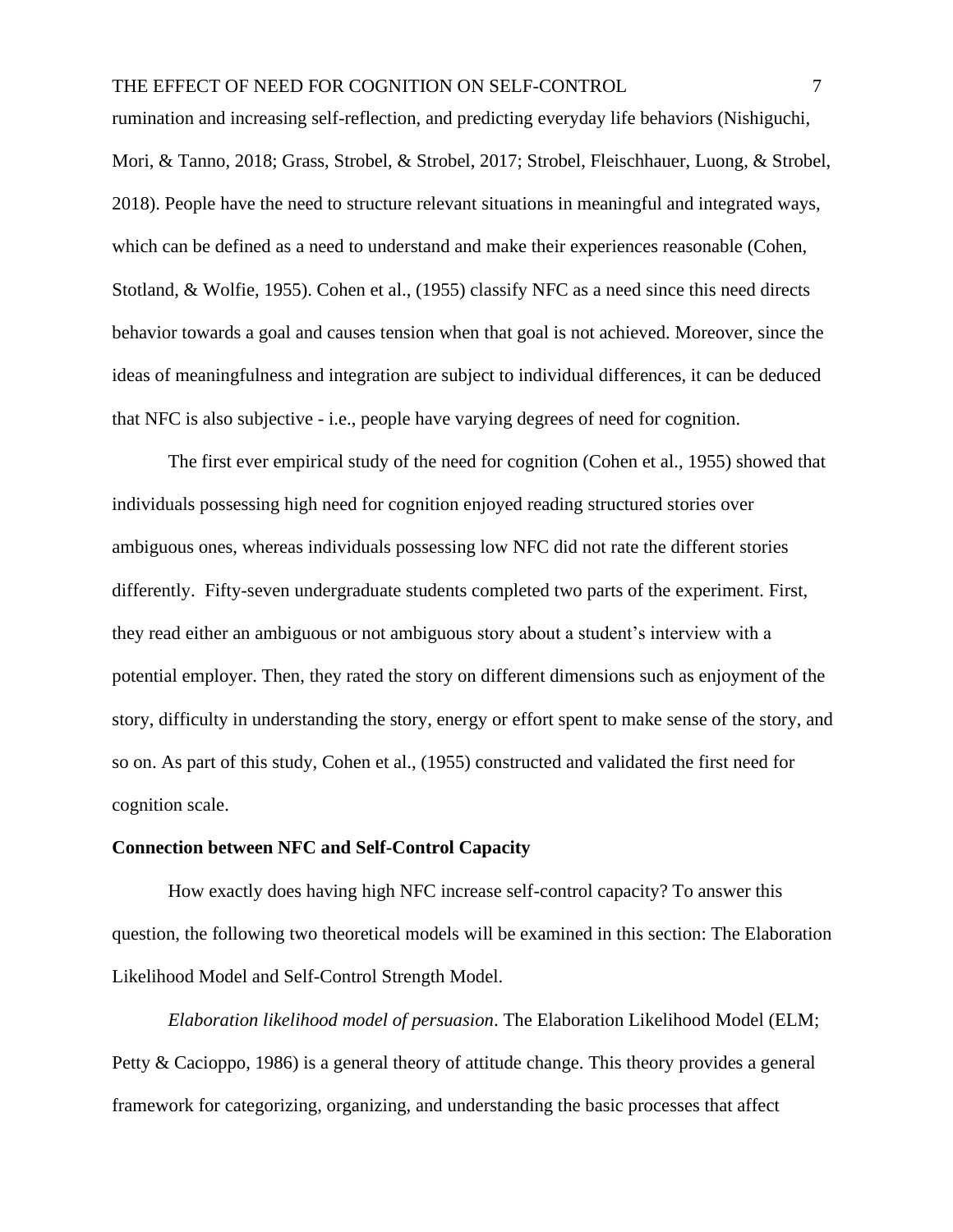rumination and increasing self-reflection, and predicting everyday life behaviors (Nishiguchi, Mori, & Tanno, 2018; Grass, Strobel, & Strobel, 2017; Strobel, Fleischhauer, Luong, & Strobel, 2018). People have the need to structure relevant situations in meaningful and integrated ways, which can be defined as a need to understand and make their experiences reasonable (Cohen, Stotland, & Wolfie, 1955). Cohen et al., (1955) classify NFC as a need since this need directs behavior towards a goal and causes tension when that goal is not achieved. Moreover, since the ideas of meaningfulness and integration are subject to individual differences, it can be deduced that NFC is also subjective - i.e., people have varying degrees of need for cognition.

The first ever empirical study of the need for cognition (Cohen et al., 1955) showed that individuals possessing high need for cognition enjoyed reading structured stories over ambiguous ones, whereas individuals possessing low NFC did not rate the different stories differently. Fifty-seven undergraduate students completed two parts of the experiment. First, they read either an ambiguous or not ambiguous story about a student's interview with a potential employer. Then, they rated the story on different dimensions such as enjoyment of the story, difficulty in understanding the story, energy or effort spent to make sense of the story, and so on. As part of this study, Cohen et al., (1955) constructed and validated the first need for cognition scale.

## Connection between NFC and Self-Control Capacity

How exactly does having high NFC increase self-control capacity? To answer this question, the following two theoretical models will be examined in this section: The Elaboration Likelihood Model and Self-Control Strength Model.

*Elaboration likelihood model of persuasion*. The Elaboration Likelihood Model (ELM; Petty & Cacioppo, 1986) is a general theory of attitude change. This theory provides a general framework for categorizing, organizing, and understanding the basic processes that affect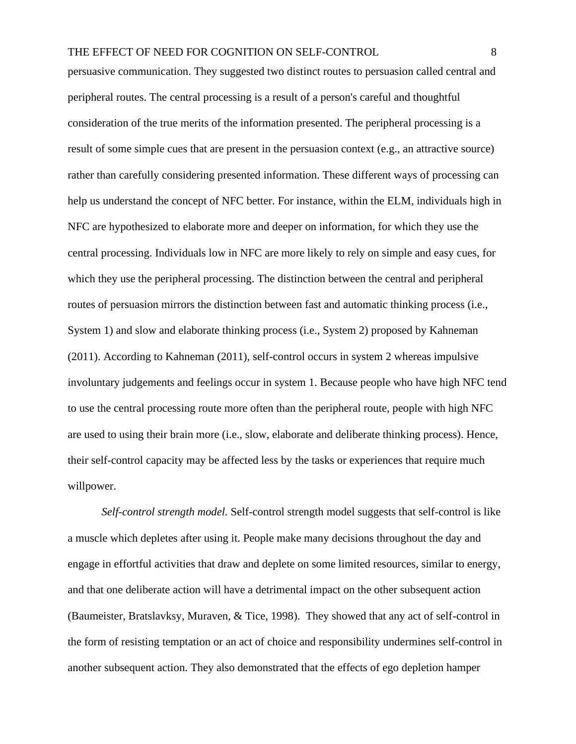persuasive communication. They suggested two distinct routes to persuasion called central and peripheral routes. The central processing is a result of a person's careful and thoughtful consideration of the true merits of the information presented. The peripheral processing is a result of some simple cues that are present in the persuasion context (e.g., an attractive source) rather than carefully considering presented information. These different ways of processing can help us understand the concept of NFC better. For instance, within the ELM, individuals high in NFC are hypothesized to elaborate more and deeper on information, for which they use the central processing. Individuals low in NFC are more likely to rely on simple and easy cues, for which they use the peripheral processing. The distinction between the central and peripheral routes of persuasion mirrors the distinction between fast and automatic thinking process (i.e., System 1) and slow and elaborate thinking process (i.e., System 2) proposed by Kahneman (2011). According to Kahneman (2011), self-control occurs in system 2 whereas impulsive involuntary judgements and feelings occur in system 1. Because people who have high NFC tend to use the central processing route more often than the peripheral route, people with high NFC are used to using their brain more (i.e., slow, elaborate and deliberate thinking process). Hence, their self-control capacity may be affected less by the tasks or experiences that require much willpower.

*Self-control strength model.* Self-control strength model suggests that self-control is like a muscle which depletes after using it. People make many decisions throughout the day and engage in effortful activities that draw and deplete on some limited resources, similar to energy, and that one deliberate action will have a detrimental impact on the other subsequent action (Baumeister, Bratslavksy, Muraven, & Tice, 1998). They showed that any act of self-control in the form of resisting temptation or an act of choice and responsibility undermines self-control in another subsequent action. They also demonstrated that the effects of ego depletion hamper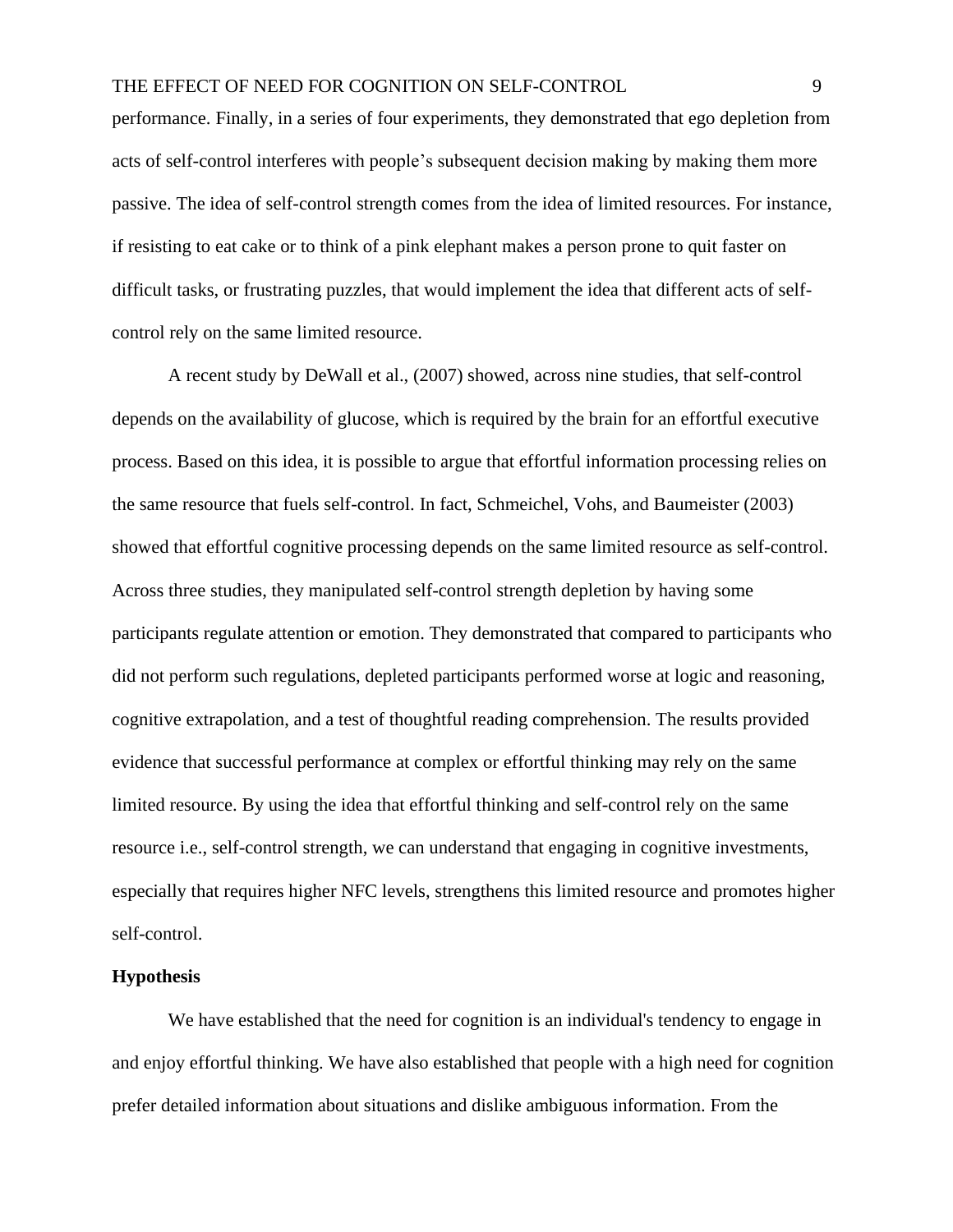performance. Finally, in a series of four experiments, they demonstrated that ego depletion from acts of self-control interferes with people's subsequent decision making by making them more passive. The idea of self-control strength comes from the idea of limited resources. For instance, if resisting to eat cake or to think of a pink elephant makes a person prone to quit faster on difficult tasks, or frustrating puzzles, that would implement the idea that different acts of self-control rely on the same limited resource.

A recent study by DeWall et al., (2007) showed, across nine studies, that self-control depends on the availability of glucose, which is required by the brain for an effortful executive process. Based on this idea, it is possible to argue that effortful information processing relies on the same resource that fuels self-control. In fact, Schmeichel, Vohs, and Baumeister (2003) showed that effortful cognitive processing depends on the same limited resource as self-control. Across three studies, they manipulated self-control strength depletion by having some participants regulate attention or emotion. They demonstrated that compared to participants who did not perform such regulations, depleted participants performed worse at logic and reasoning, cognitive extrapolation, and a test of thoughtful reading comprehension. The results provided evidence that successful performance at complex or effortful thinking may rely on the same limited resource. By using the idea that effortful thinking and self-control rely on the same resource i.e., self-control strength, we can understand that engaging in cognitive investments, especially that requires higher NFC levels, strengthens this limited resource and promotes higher self-control.

**Hypothesis**

We have established that the need for cognition is an individual's tendency to engage in and enjoy effortful thinking. We have also established that people with a high need for cognition prefer detailed information about situations and dislike ambiguous information. From the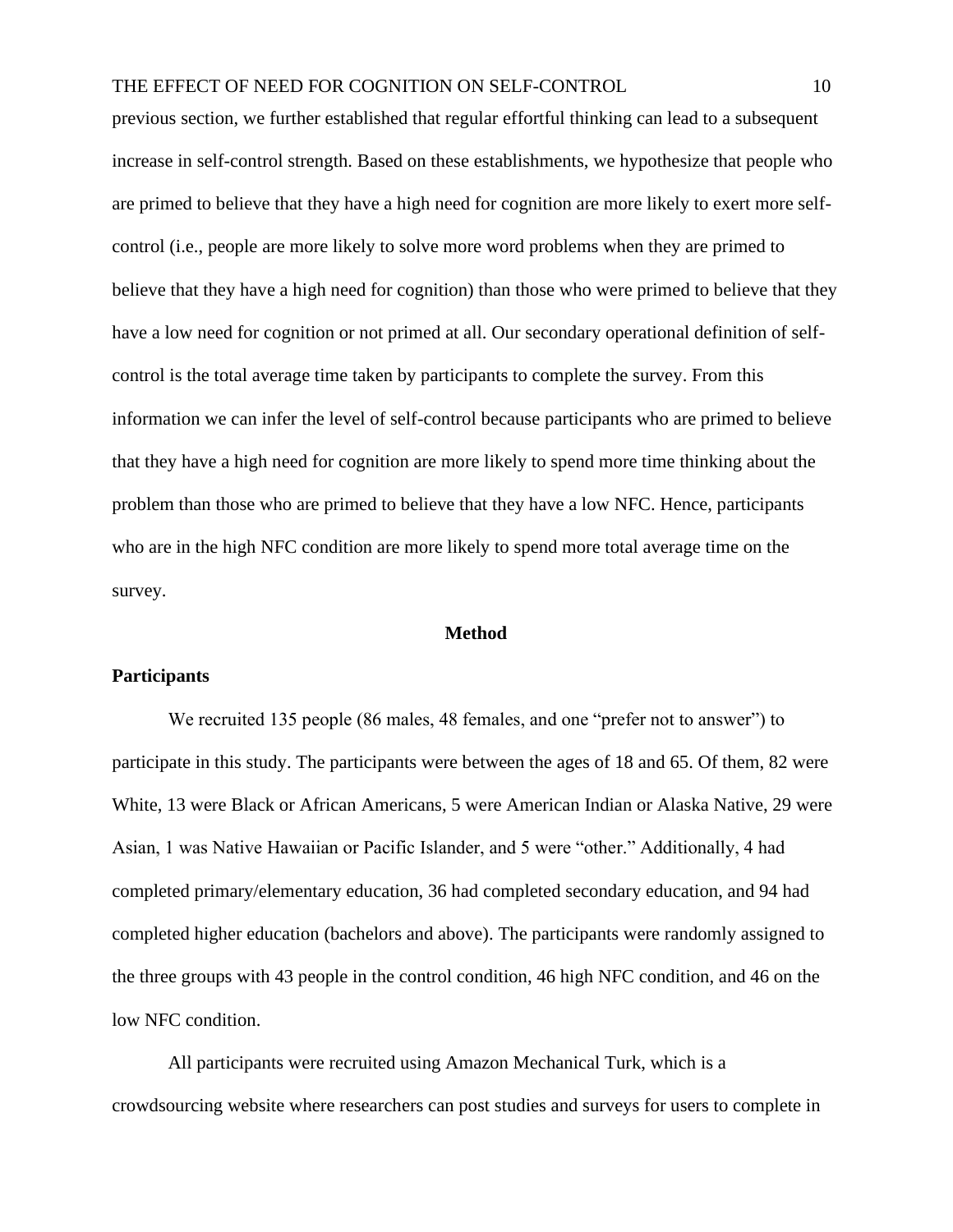previous section, we further established that regular effortful thinking can lead to a subsequent increase in self-control strength. Based on these establishments, we hypothesize that people who are primed to believe that they have a high need for cognition are more likely to exert more self-control (i.e., people are more likely to solve more word problems when they are primed to believe that they have a high need for cognition) than those who were primed to believe that they have a low need for cognition or not primed at all. Our secondary operational definition of self-control is the total average time taken by participants to complete the survey. From this information we can infer the level of self-control because participants who are primed to believe that they have a high need for cognition are more likely to spend more time thinking about the problem than those who are primed to believe that they have a low NFC. Hence, participants who are in the high NFC condition are more likely to spend more total average time on the survey.

# Method

## Participants

We recruited 135 people (86 males, 48 females, and one "prefer not to answer") to participate in this study. The participants were between the ages of 18 and 65. Of them, 82 were White, 13 were Black or African Americans, 5 were American Indian or Alaska Native, 29 were Asian, 1 was Native Hawaiian or Pacific Islander, and 5 were "other." Additionally, 4 had completed primary/elementary education, 36 had completed secondary education, and 94 had completed higher education (bachelors and above). The participants were randomly assigned to the three groups with 43 people in the control condition, 46 high NFC condition, and 46 on the low NFC condition.

All participants were recruited using Amazon Mechanical Turk, which is a crowdsourcing website where researchers can post studies and surveys for users to complete in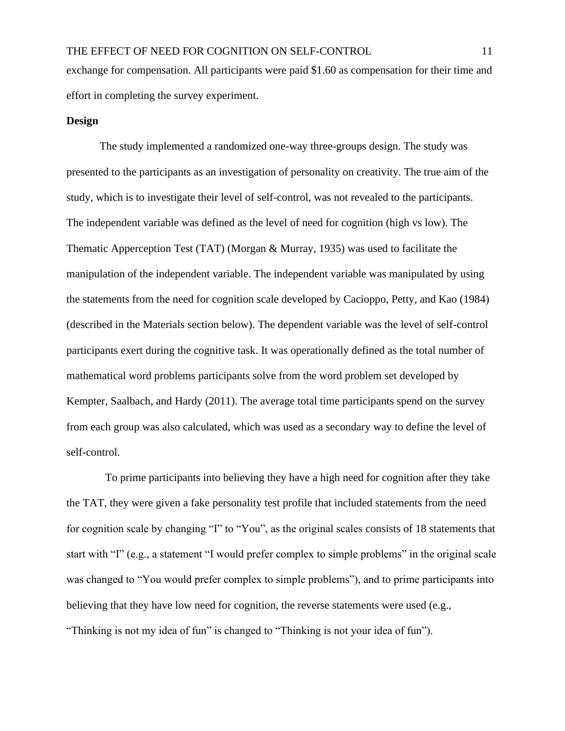exchange for compensation. All participants were paid $1.60 as compensation for their time and effort in completing the survey experiment.

**Design**

The study implemented a randomized one-way three-groups design. The study was presented to the participants as an investigation of personality on creativity. The true aim of the study, which is to investigate their level of self-control, was not revealed to the participants. The independent variable was defined as the level of need for cognition (high vs low). The Thematic Apperception Test (TAT) (Morgan & Murray, 1935) was used to facilitate the manipulation of the independent variable. The independent variable was manipulated by using the statements from the need for cognition scale developed by Cacioppo, Petty, and Kao (1984) (described in the Materials section below). The dependent variable was the level of self-control participants exert during the cognitive task. It was operationally defined as the total number of mathematical word problems participants solve from the word problem set developed by Kempter, Saalbach, and Hardy (2011). The average total time participants spend on the survey from each group was also calculated, which was used as a secondary way to define the level of self-control.

To prime participants into believing they have a high need for cognition after they take the TAT, they were given a fake personality test profile that included statements from the need for cognition scale by changing "I" to "You", as the original scales consists of 18 statements that start with "I" (e.g., a statement "I would prefer complex to simple problems" in the original scale was changed to "You would prefer complex to simple problems"), and to prime participants into believing that they have low need for cognition, the reverse statements were used (e.g., "Thinking is not my idea of fun" is changed to "Thinking is not your idea of fun").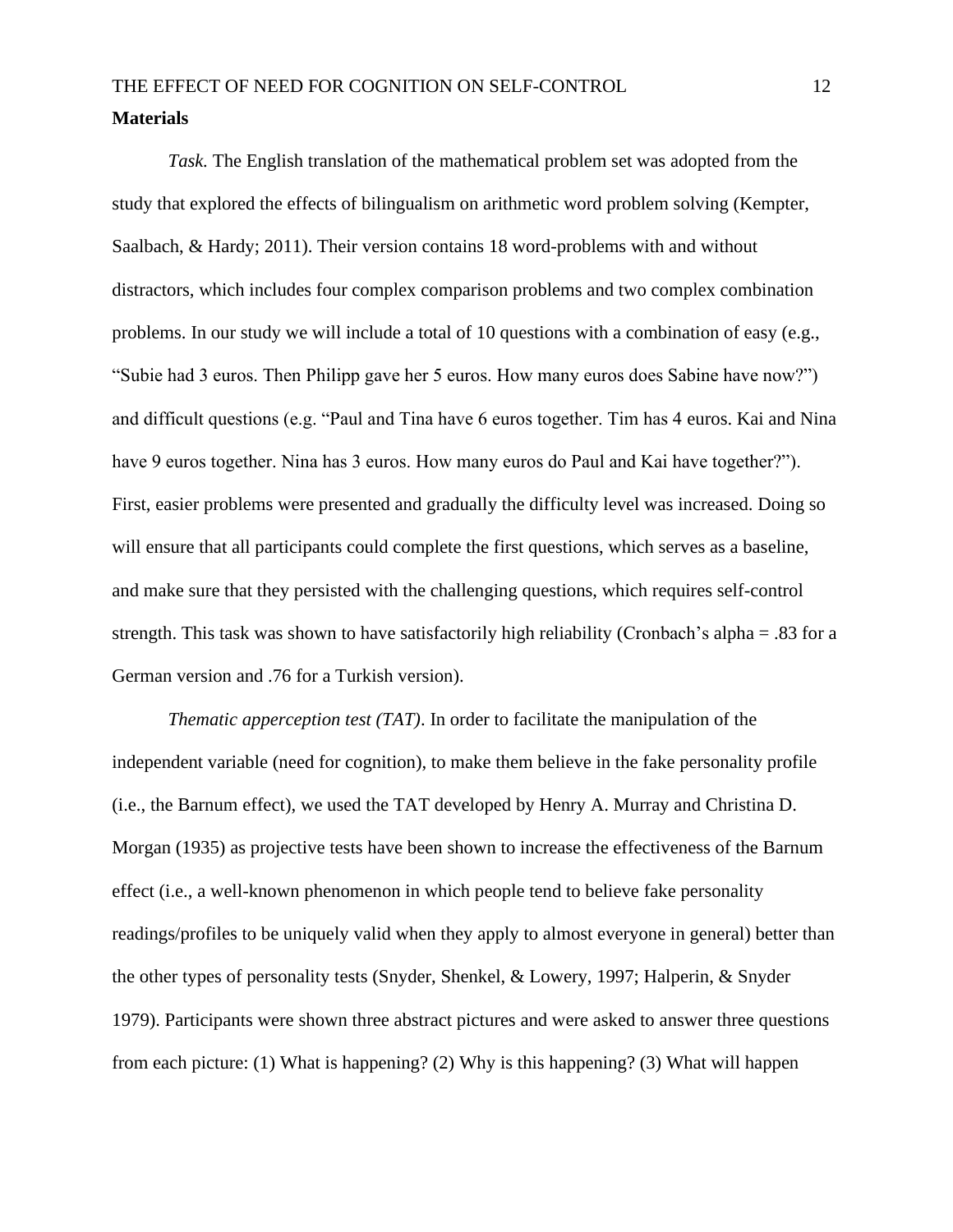**Materials**

*Task.* The English translation of the mathematical problem set was adopted from the study that explored the effects of bilingualism on arithmetic word problem solving (Kempter, Saalbach, & Hardy; 2011). Their version contains 18 word-problems with and without distractors, which includes four complex comparison problems and two complex combination problems. In our study we will include a total of 10 questions with a combination of easy (e.g., "Subie had 3 euros. Then Philipp gave her 5 euros. How many euros does Sabine have now?") and difficult questions (e.g. "Paul and Tina have 6 euros together. Tim has 4 euros. Kai and Nina have 9 euros together. Nina has 3 euros. How many euros do Paul and Kai have together?"). First, easier problems were presented and gradually the difficulty level was increased. Doing so will ensure that all participants could complete the first questions, which serves as a baseline, and make sure that they persisted with the challenging questions, which requires self-control strength. This task was shown to have satisfactorily high reliability (Cronbach's alpha = .83 for a German version and .76 for a Turkish version).

*Thematic apperception test (TAT)*. In order to facilitate the manipulation of the independent variable (need for cognition), to make them believe in the fake personality profile (i.e., the Barnum effect), we used the TAT developed by Henry A. Murray and Christina D. Morgan (1935) as projective tests have been shown to increase the effectiveness of the Barnum effect (i.e., a well-known phenomenon in which people tend to believe fake personality readings/profiles to be uniquely valid when they apply to almost everyone in general) better than the other types of personality tests (Snyder, Shenkel, & Lowery, 1997; Halperin, & Snyder 1979). Participants were shown three abstract pictures and were asked to answer three questions from each picture: (1) What is happening? (2) Why is this happening? (3) What will happen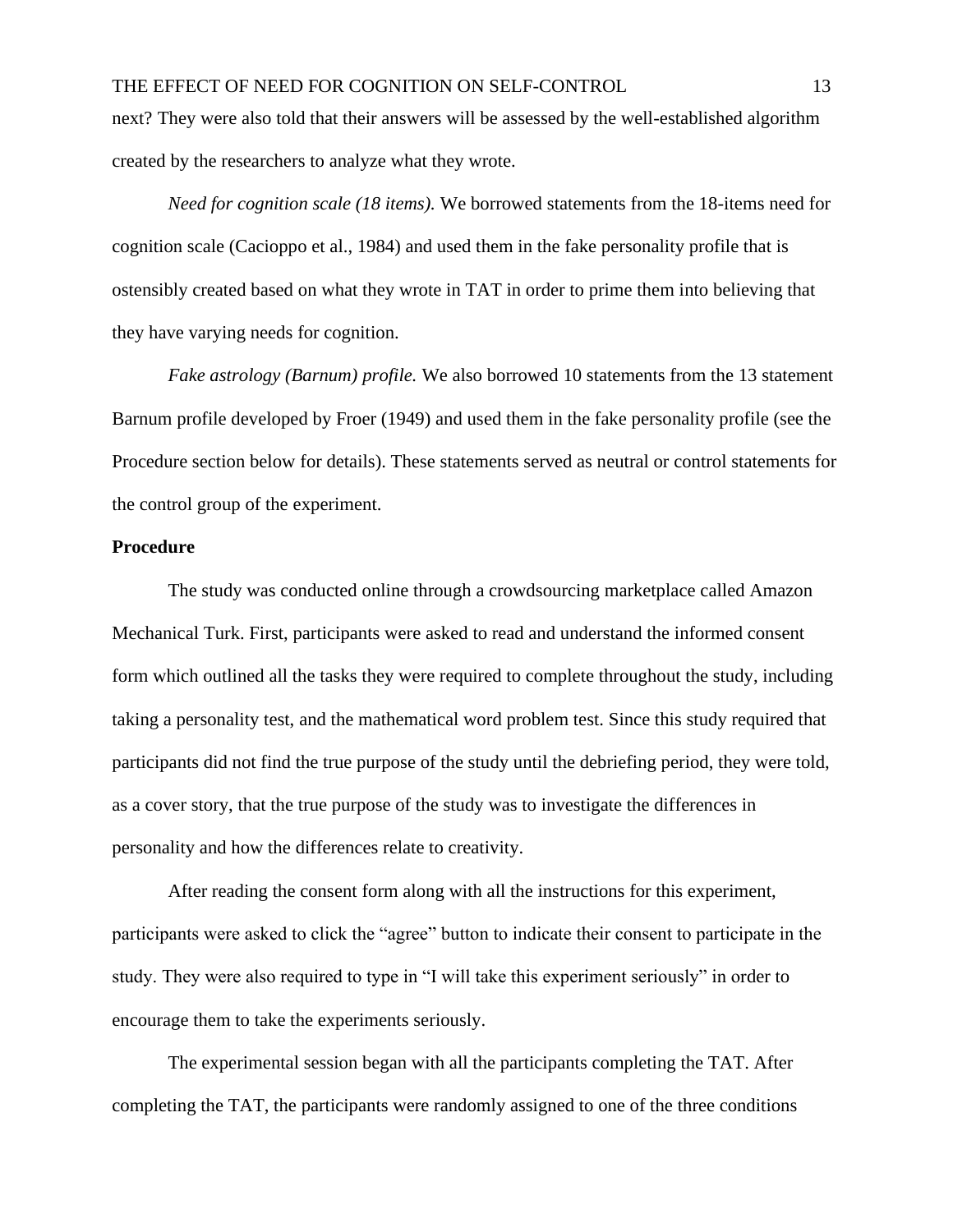next? They were also told that their answers will be assessed by the well-established algorithm created by the researchers to analyze what they wrote.

*Need for cognition scale (18 items).* We borrowed statements from the 18-items need for cognition scale (Cacioppo et al., 1984) and used them in the fake personality profile that is ostensibly created based on what they wrote in TAT in order to prime them into believing that they have varying needs for cognition.

*Fake astrology (Barnum) profile.* We also borrowed 10 statements from the 13 statement Barnum profile developed by Froer (1949) and used them in the fake personality profile (see the Procedure section below for details). These statements served as neutral or control statements for the control group of the experiment.

**Procedure**

The study was conducted online through a crowdsourcing marketplace called Amazon Mechanical Turk. First, participants were asked to read and understand the informed consent form which outlined all the tasks they were required to complete throughout the study, including taking a personality test, and the mathematical word problem test. Since this study required that participants did not find the true purpose of the study until the debriefing period, they were told, as a cover story, that the true purpose of the study was to investigate the differences in personality and how the differences relate to creativity.

After reading the consent form along with all the instructions for this experiment, participants were asked to click the "agree" button to indicate their consent to participate in the study. They were also required to type in "I will take this experiment seriously" in order to encourage them to take the experiments seriously.

The experimental session began with all the participants completing the TAT. After completing the TAT, the participants were randomly assigned to one of the three conditions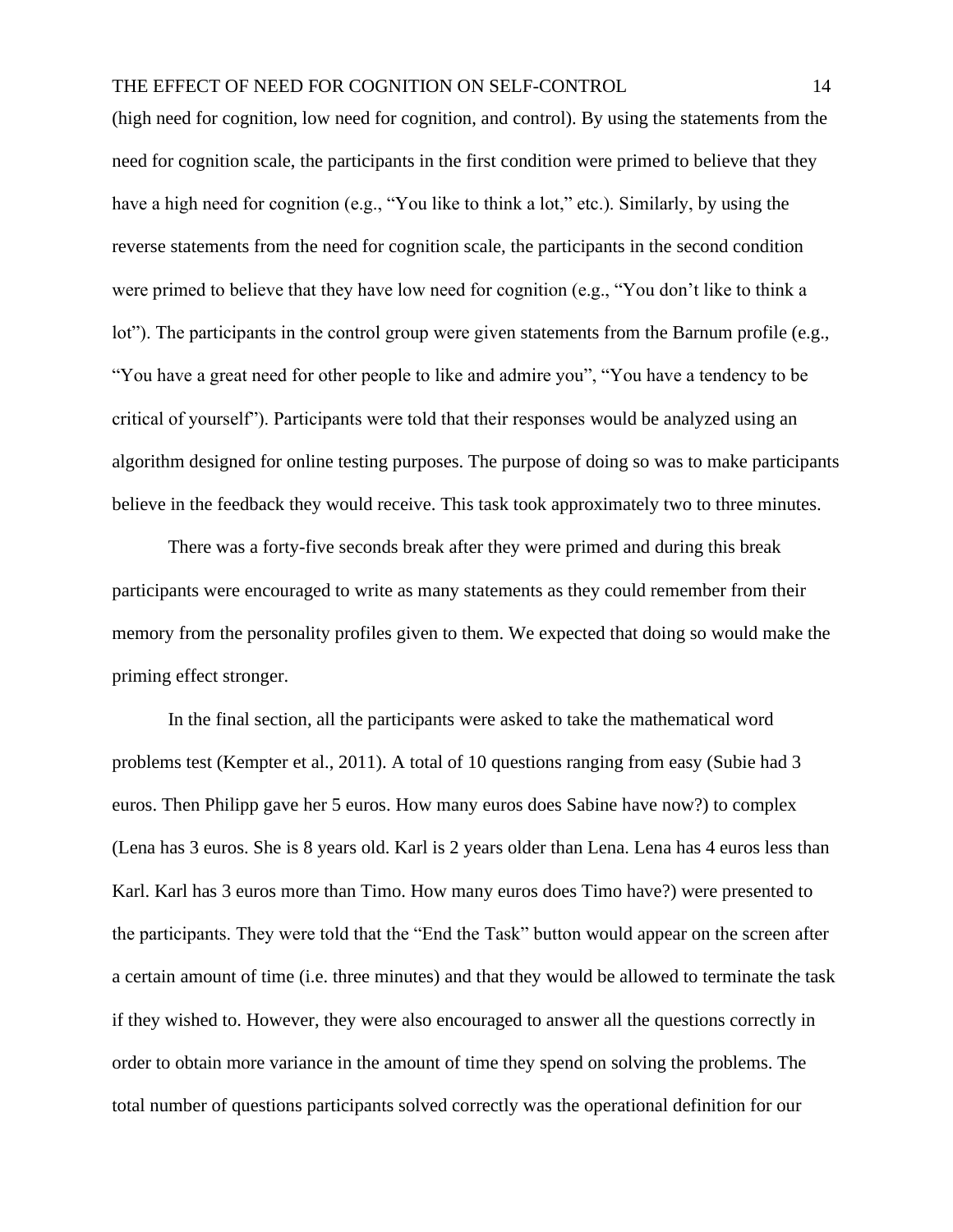(high need for cognition, low need for cognition, and control). By using the statements from the need for cognition scale, the participants in the first condition were primed to believe that they have a high need for cognition (e.g., “You like to think a lot,” etc.). Similarly, by using the reverse statements from the need for cognition scale, the participants in the second condition were primed to believe that they have low need for cognition (e.g., “You don’t like to think a lot”). The participants in the control group were given statements from the Barnum profile (e.g., “You have a great need for other people to like and admire you”, “You have a tendency to be critical of yourself”). Participants were told that their responses would be analyzed using an algorithm designed for online testing purposes. The purpose of doing so was to make participants believe in the feedback they would receive. This task took approximately two to three minutes.

There was a forty-five seconds break after they were primed and during this break participants were encouraged to write as many statements as they could remember from their memory from the personality profiles given to them. We expected that doing so would make the priming effect stronger.

In the final section, all the participants were asked to take the mathematical word problems test (Kempter et al., 2011). A total of 10 questions ranging from easy (Subie had 3 euros. Then Philipp gave her 5 euros. How many euros does Sabine have now?) to complex (Lena has 3 euros. She is 8 years old. Karl is 2 years older than Lena. Lena has 4 euros less than Karl. Karl has 3 euros more than Timo. How many euros does Timo have?) were presented to the participants. They were told that the “End the Task” button would appear on the screen after a certain amount of time (i.e. three minutes) and that they would be allowed to terminate the task if they wished to. However, they were also encouraged to answer all the questions correctly in order to obtain more variance in the amount of time they spend on solving the problems. The total number of questions participants solved correctly was the operational definition for our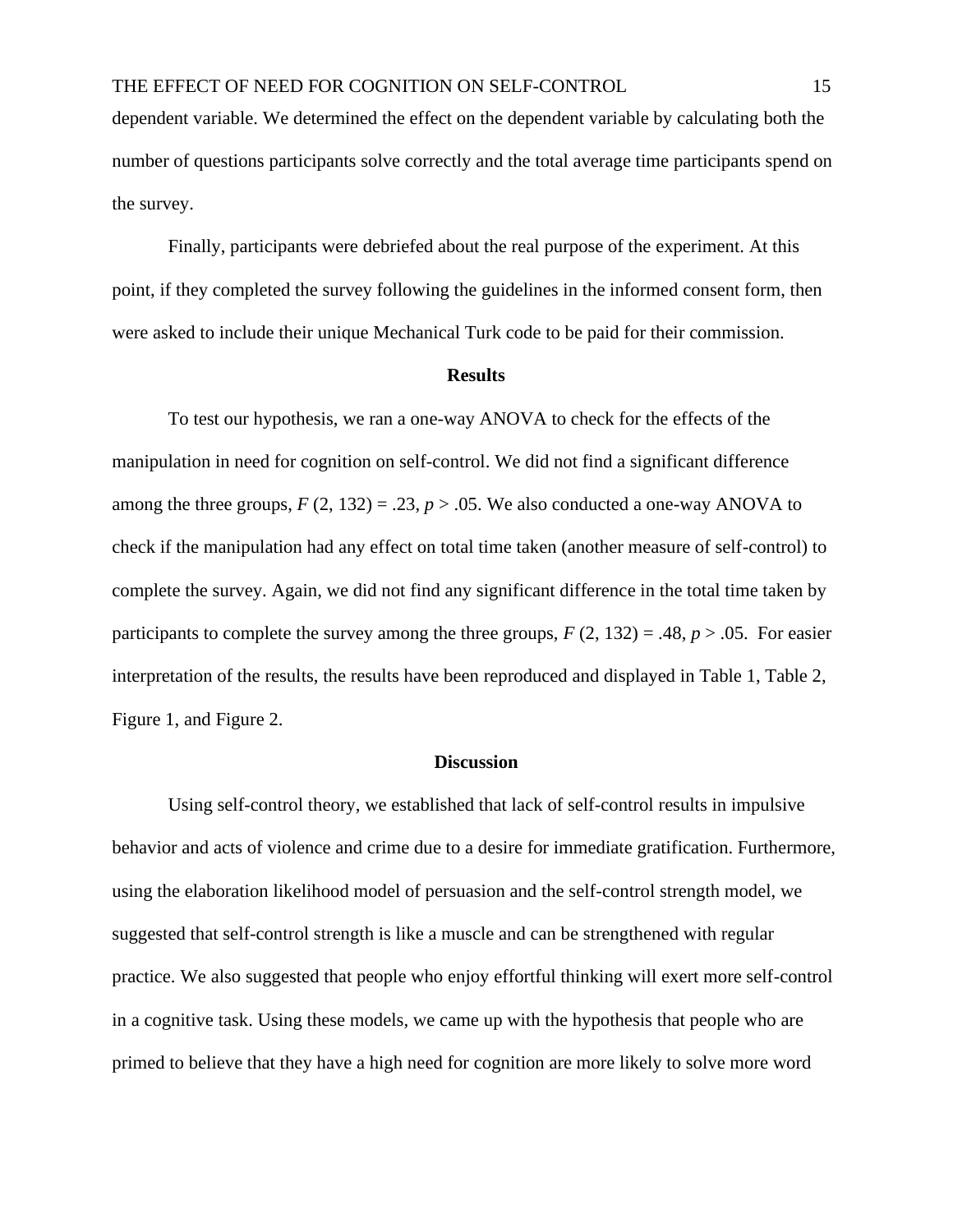dependent variable. We determined the effect on the dependent variable by calculating both the number of questions participants solve correctly and the total average time participants spend on the survey.

Finally, participants were debriefed about the real purpose of the experiment. At this point, if they completed the survey following the guidelines in the informed consent form, then were asked to include their unique Mechanical Turk code to be paid for their commission.

## Results

To test our hypothesis, we ran a one-way ANOVA to check for the effects of the manipulation in need for cognition on self-control. We did not find a significant difference among the three groups, $F$ (2, 132) = .23, $p$ > .05. We also conducted a one-way ANOVA to check if the manipulation had any effect on total time taken (another measure of self-control) to complete the survey. Again, we did not find any significant difference in the total time taken by participants to complete the survey among the three groups, $F$ (2, 132) = .48, $p$ > .05. For easier interpretation of the results, the results have been reproduced and displayed in Table 1, Table 2, Figure 1, and Figure 2.

## Discussion

Using self-control theory, we established that lack of self-control results in impulsive behavior and acts of violence and crime due to a desire for immediate gratification. Furthermore, using the elaboration likelihood model of persuasion and the self-control strength model, we suggested that self-control strength is like a muscle and can be strengthened with regular practice. We also suggested that people who enjoy effortful thinking will exert more self-control in a cognitive task. Using these models, we came up with the hypothesis that people who are primed to believe that they have a high need for cognition are more likely to solve more word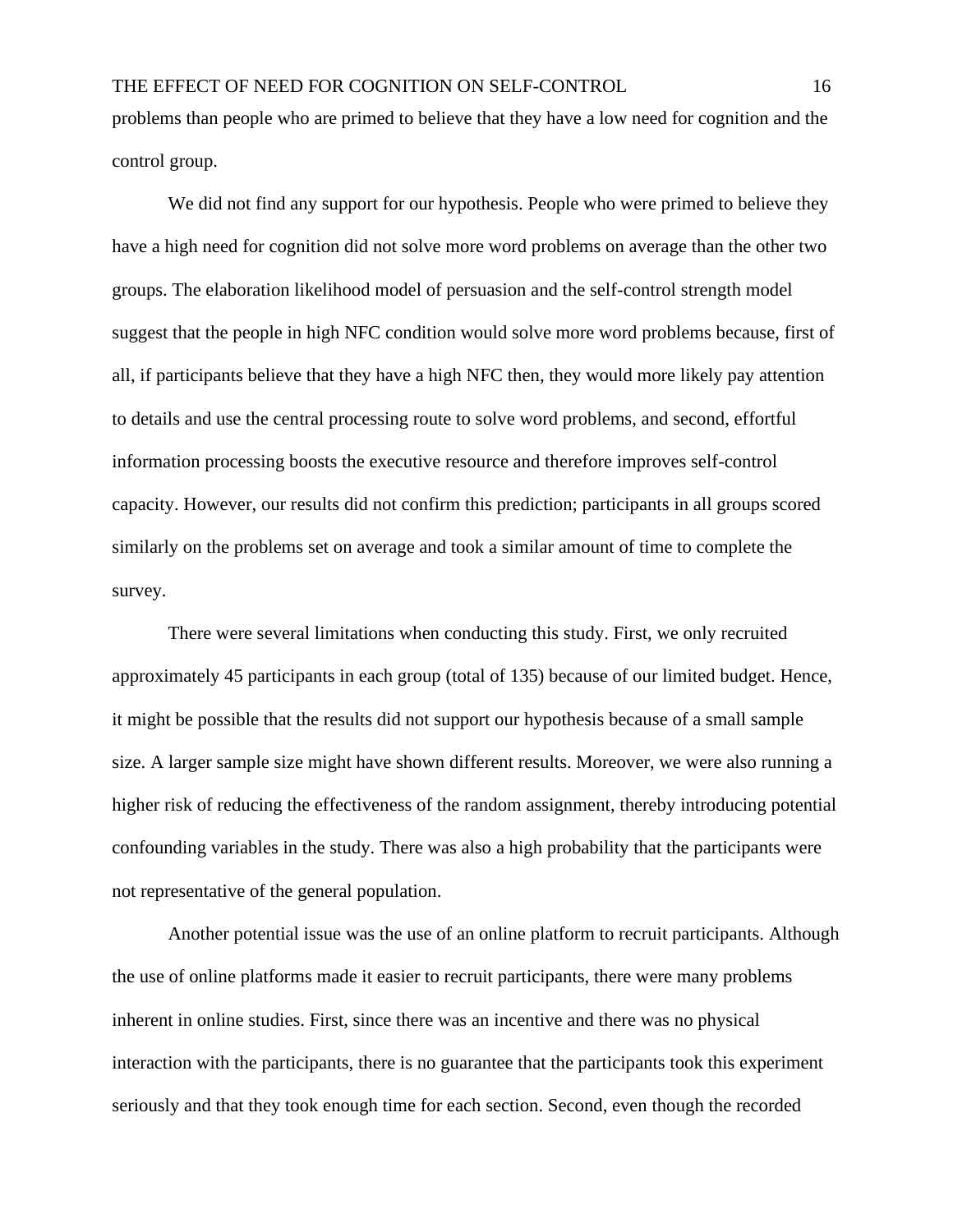problems than people who are primed to believe that they have a low need for cognition and the control group.

We did not find any support for our hypothesis. People who were primed to believe they have a high need for cognition did not solve more word problems on average than the other two groups. The elaboration likelihood model of persuasion and the self-control strength model suggest that the people in high NFC condition would solve more word problems because, first of all, if participants believe that they have a high NFC then, they would more likely pay attention to details and use the central processing route to solve word problems, and second, effortful information processing boosts the executive resource and therefore improves self-control capacity. However, our results did not confirm this prediction; participants in all groups scored similarly on the problems set on average and took a similar amount of time to complete the survey.

There were several limitations when conducting this study. First, we only recruited approximately 45 participants in each group (total of 135) because of our limited budget. Hence, it might be possible that the results did not support our hypothesis because of a small sample size. A larger sample size might have shown different results. Moreover, we were also running a higher risk of reducing the effectiveness of the random assignment, thereby introducing potential confounding variables in the study. There was also a high probability that the participants were not representative of the general population.

Another potential issue was the use of an online platform to recruit participants. Although the use of online platforms made it easier to recruit participants, there were many problems inherent in online studies. First, since there was an incentive and there was no physical interaction with the participants, there is no guarantee that the participants took this experiment seriously and that they took enough time for each section. Second, even though the recorded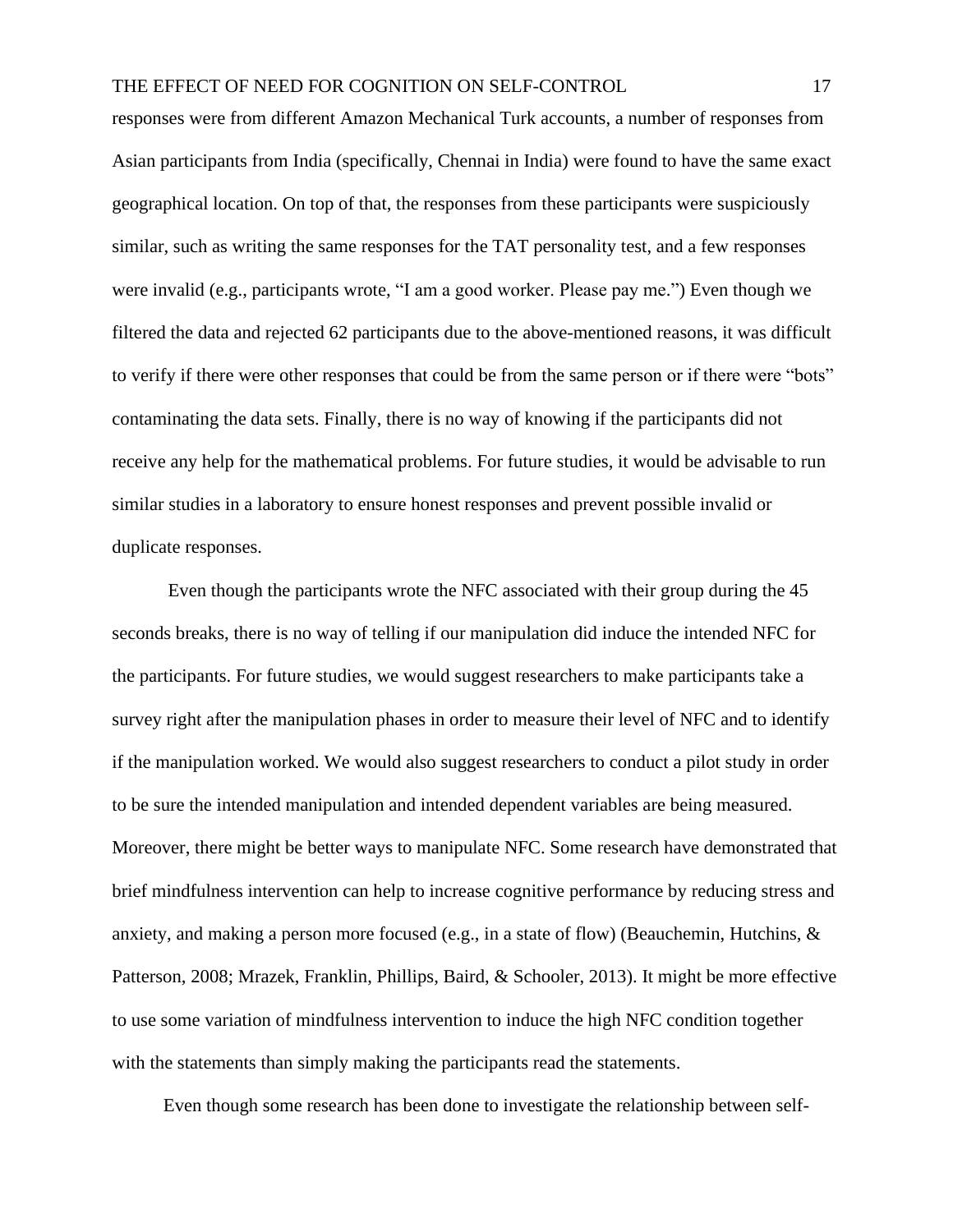responses were from different Amazon Mechanical Turk accounts, a number of responses from Asian participants from India (specifically, Chennai in India) were found to have the same exact geographical location. On top of that, the responses from these participants were suspiciously similar, such as writing the same responses for the TAT personality test, and a few responses were invalid (e.g., participants wrote, "I am a good worker. Please pay me.") Even though we filtered the data and rejected 62 participants due to the above-mentioned reasons, it was difficult to verify if there were other responses that could be from the same person or if there were "bots" contaminating the data sets. Finally, there is no way of knowing if the participants did not receive any help for the mathematical problems. For future studies, it would be advisable to run similar studies in a laboratory to ensure honest responses and prevent possible invalid or duplicate responses.

Even though the participants wrote the NFC associated with their group during the 45 seconds breaks, there is no way of telling if our manipulation did induce the intended NFC for the participants. For future studies, we would suggest researchers to make participants take a survey right after the manipulation phases in order to measure their level of NFC and to identify if the manipulation worked. We would also suggest researchers to conduct a pilot study in order to be sure the intended manipulation and intended dependent variables are being measured. Moreover, there might be better ways to manipulate NFC. Some research have demonstrated that brief mindfulness intervention can help to increase cognitive performance by reducing stress and anxiety, and making a person more focused (e.g., in a state of flow) (Beauchemin, Hutchins, & Patterson, 2008; Mrazek, Franklin, Phillips, Baird, & Schooler, 2013). It might be more effective to use some variation of mindfulness intervention to induce the high NFC condition together with the statements than simply making the participants read the statements.

Even though some research has been done to investigate the relationship between self-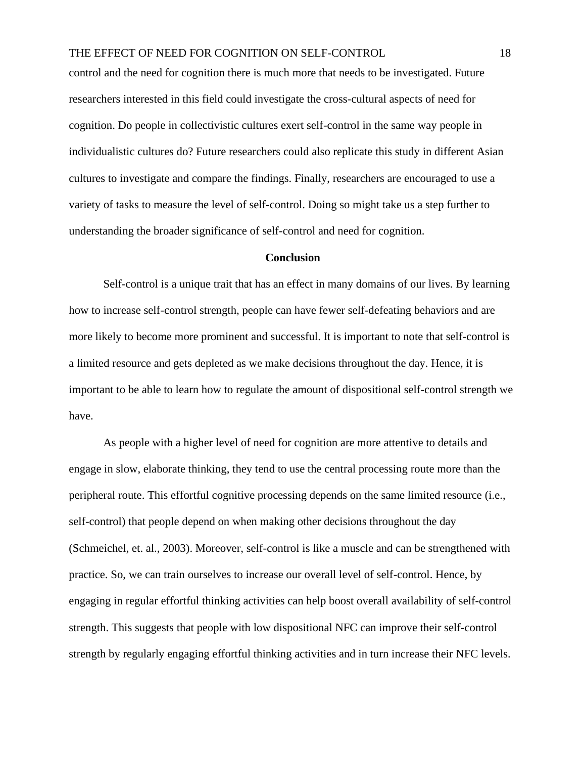control and the need for cognition there is much more that needs to be investigated. Future researchers interested in this field could investigate the cross-cultural aspects of need for cognition. Do people in collectivistic cultures exert self-control in the same way people in individualistic cultures do? Future researchers could also replicate this study in different Asian cultures to investigate and compare the findings. Finally, researchers are encouraged to use a variety of tasks to measure the level of self-control. Doing so might take us a step further to understanding the broader significance of self-control and need for cognition.

## Conclusion

Self-control is a unique trait that has an effect in many domains of our lives. By learning how to increase self-control strength, people can have fewer self-defeating behaviors and are more likely to become more prominent and successful. It is important to note that self-control is a limited resource and gets depleted as we make decisions throughout the day. Hence, it is important to be able to learn how to regulate the amount of dispositional self-control strength we have.

As people with a higher level of need for cognition are more attentive to details and engage in slow, elaborate thinking, they tend to use the central processing route more than the peripheral route. This effortful cognitive processing depends on the same limited resource (i.e., self-control) that people depend on when making other decisions throughout the day (Schmeichel, et. al., 2003). Moreover, self-control is like a muscle and can be strengthened with practice. So, we can train ourselves to increase our overall level of self-control. Hence, by engaging in regular effortful thinking activities can help boost overall availability of self-control strength. This suggests that people with low dispositional NFC can improve their self-control strength by regularly engaging effortful thinking activities and in turn increase their NFC levels.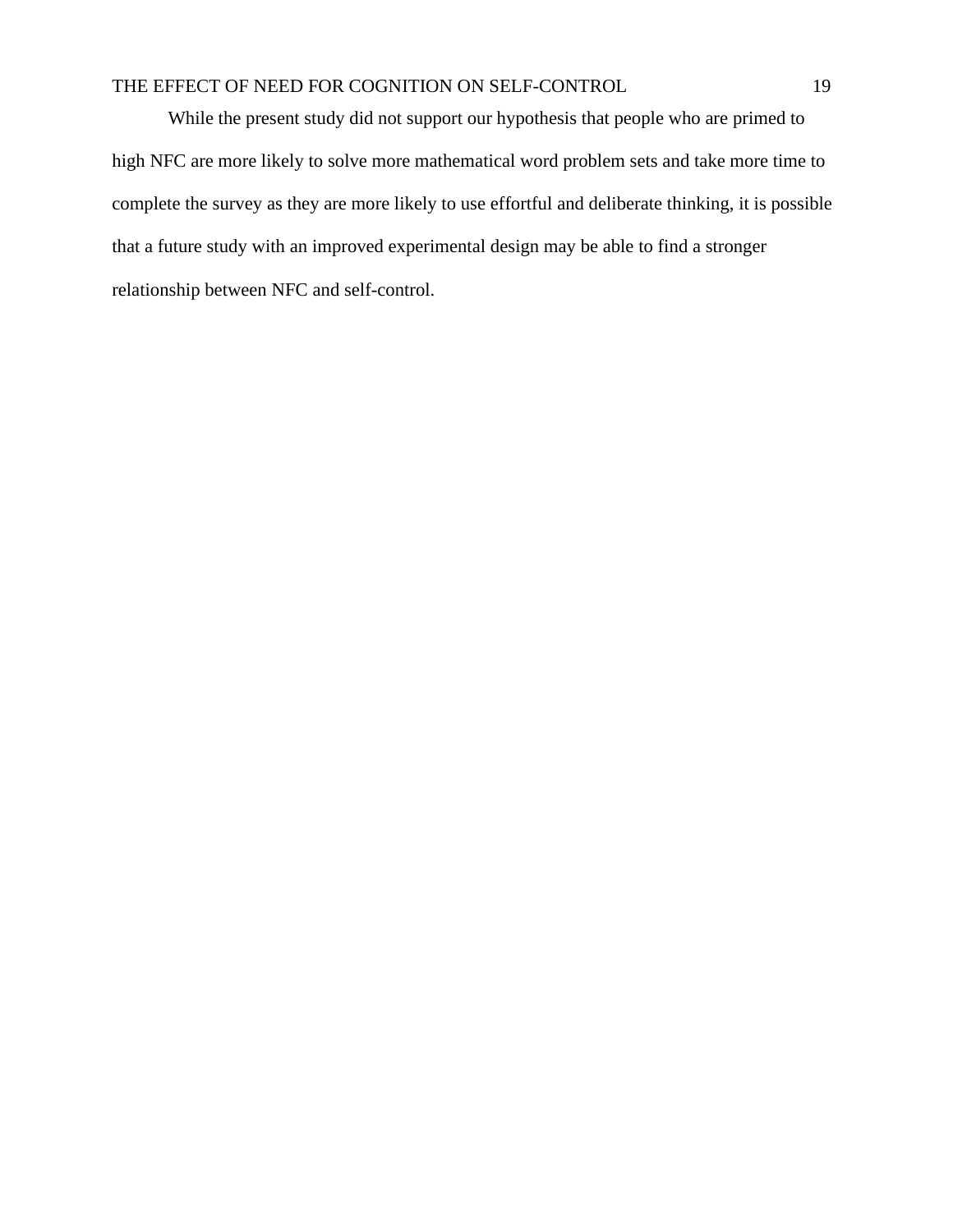While the present study did not support our hypothesis that people who are primed to high NFC are more likely to solve more mathematical word problem sets and take more time to complete the survey as they are more likely to use effortful and deliberate thinking, it is possible that a future study with an improved experimental design may be able to find a stronger relationship between NFC and self-control.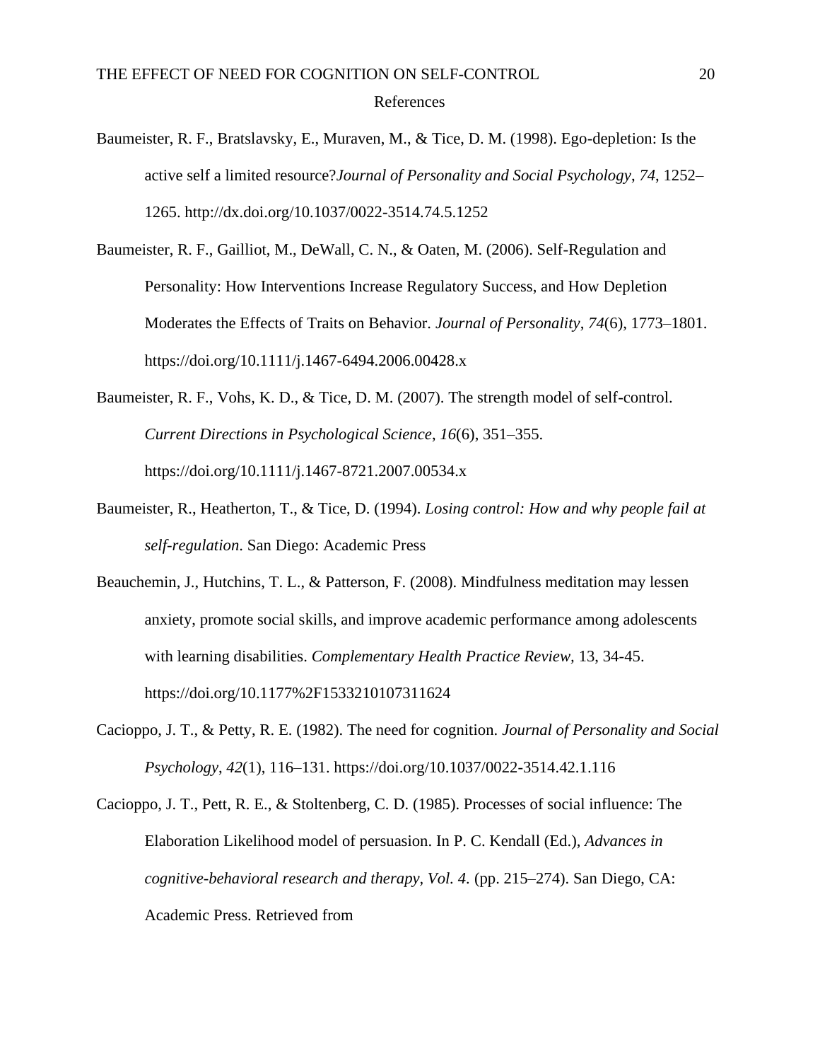# References

Baumeister, R. F., Bratslavsky, E., Muraven, M., & Tice, D. M. (1998). Ego-depletion: Is the active self a limited resource?*Journal of Personality and Social Psychology*, *74*, 1252–1265. http://dx.doi.org/10.1037/0022-3514.74.5.1252

Baumeister, R. F., Gailliot, M., DeWall, C. N., & Oaten, M. (2006). Self-Regulation and Personality: How Interventions Increase Regulatory Success, and How Depletion Moderates the Effects of Traits on Behavior. *Journal of Personality*, *74*(6), 1773–1801. https://doi.org/10.1111/j.1467-6494.2006.00428.x

Baumeister, R. F., Vohs, K. D., & Tice, D. M. (2007). The strength model of self-control. *Current Directions in Psychological Science*, *16*(6), 351–355. https://doi.org/10.1111/j.1467-8721.2007.00534.x

Baumeister, R., Heatherton, T., & Tice, D. (1994). *Losing control: How and why people fail at self-regulation*. San Diego: Academic Press

Beauchemin, J., Hutchins, T. L., & Patterson, F. (2008). Mindfulness meditation may lessen anxiety, promote social skills, and improve academic performance among adolescents with learning disabilities. *Complementary Health Practice Review,* 13, 34-45. https://doi.org/10.1177%2F1533210107311624

Cacioppo, J. T., & Petty, R. E. (1982). The need for cognition. *Journal of Personality and Social Psychology*, *42*(1), 116–131. https://doi.org/10.1037/0022-3514.42.1.116

Cacioppo, J. T., Pett, R. E., & Stoltenberg, C. D. (1985). Processes of social influence: The Elaboration Likelihood model of persuasion. In P. C. Kendall (Ed.), *Advances in cognitive-behavioral research and therapy, Vol. 4.* (pp. 215–274). San Diego, CA: Academic Press. Retrieved from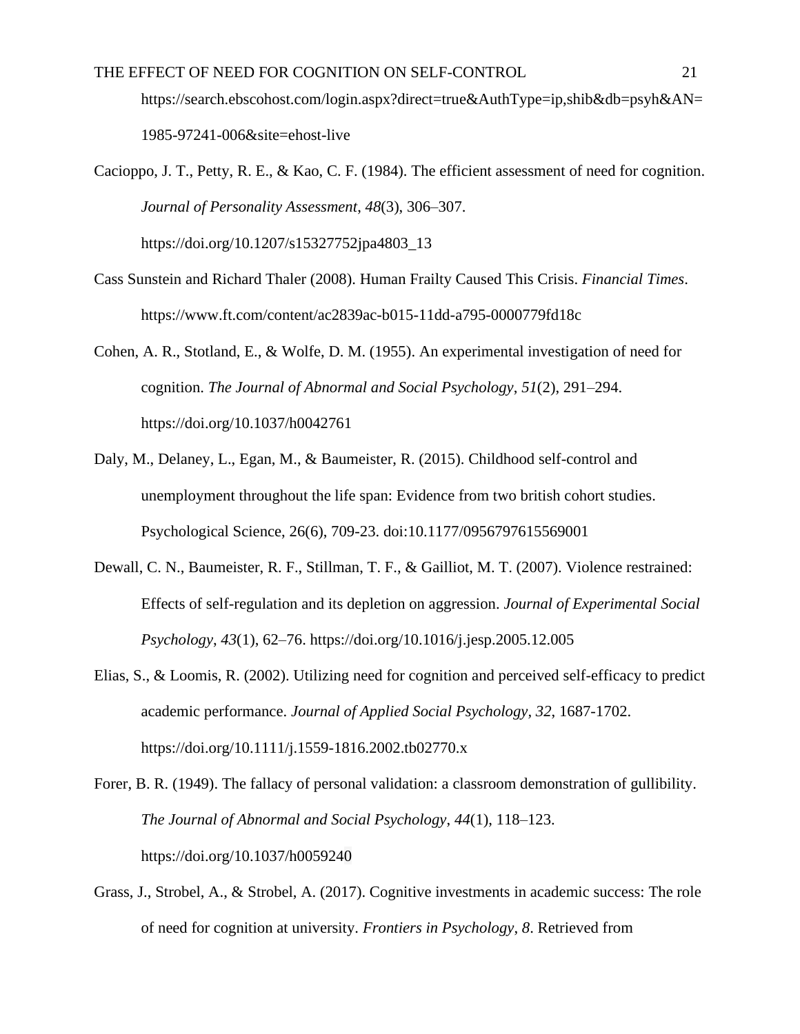https://search.ebscohost.com/login.aspx?direct=true&AuthType=ip,shib&db=psyh&AN=1985-97241-006&site=ehost-live

Cacioppo, J. T., Petty, R. E., & Kao, C. F. (1984). The efficient assessment of need for cognition. *Journal of Personality Assessment*, *48*(3), 306–307. https://doi.org/10.1207/s15327752jpa4803_13

Cass Sunstein and Richard Thaler (2008). Human Frailty Caused This Crisis. *Financial Times*. https://www.ft.com/content/ac2839ac-b015-11dd-a795-0000779fd18c

Cohen, A. R., Stotland, E., & Wolfe, D. M. (1955). An experimental investigation of need for cognition. *The Journal of Abnormal and Social Psychology*, *51*(2), 291–294. https://doi.org/10.1037/h0042761

Daly, M., Delaney, L., Egan, M., & Baumeister, R. (2015). Childhood self-control and unemployment throughout the life span: Evidence from two british cohort studies. Psychological Science, 26(6), 709-23. doi:10.1177/0956797615569001

Dewall, C. N., Baumeister, R. F., Stillman, T. F., & Gailliot, M. T. (2007). Violence restrained: Effects of self-regulation and its depletion on aggression. *Journal of Experimental Social Psychology*, *43*(1), 62–76. https://doi.org/10.1016/j.jesp.2005.12.005

Elias, S., & Loomis, R. (2002). Utilizing need for cognition and perceived self-efficacy to predict academic performance. *Journal of Applied Social Psychology*, *32*, 1687-1702. https://doi.org/10.1111/j.1559-1816.2002.tb02770.x

Forer, B. R. (1949). The fallacy of personal validation: a classroom demonstration of gullibility. *The Journal of Abnormal and Social Psychology*, *44*(1), 118–123. https://doi.org/10.1037/h0059240

Grass, J., Strobel, A., & Strobel, A. (2017). Cognitive investments in academic success: The role of need for cognition at university. *Frontiers in Psychology*, *8*. Retrieved from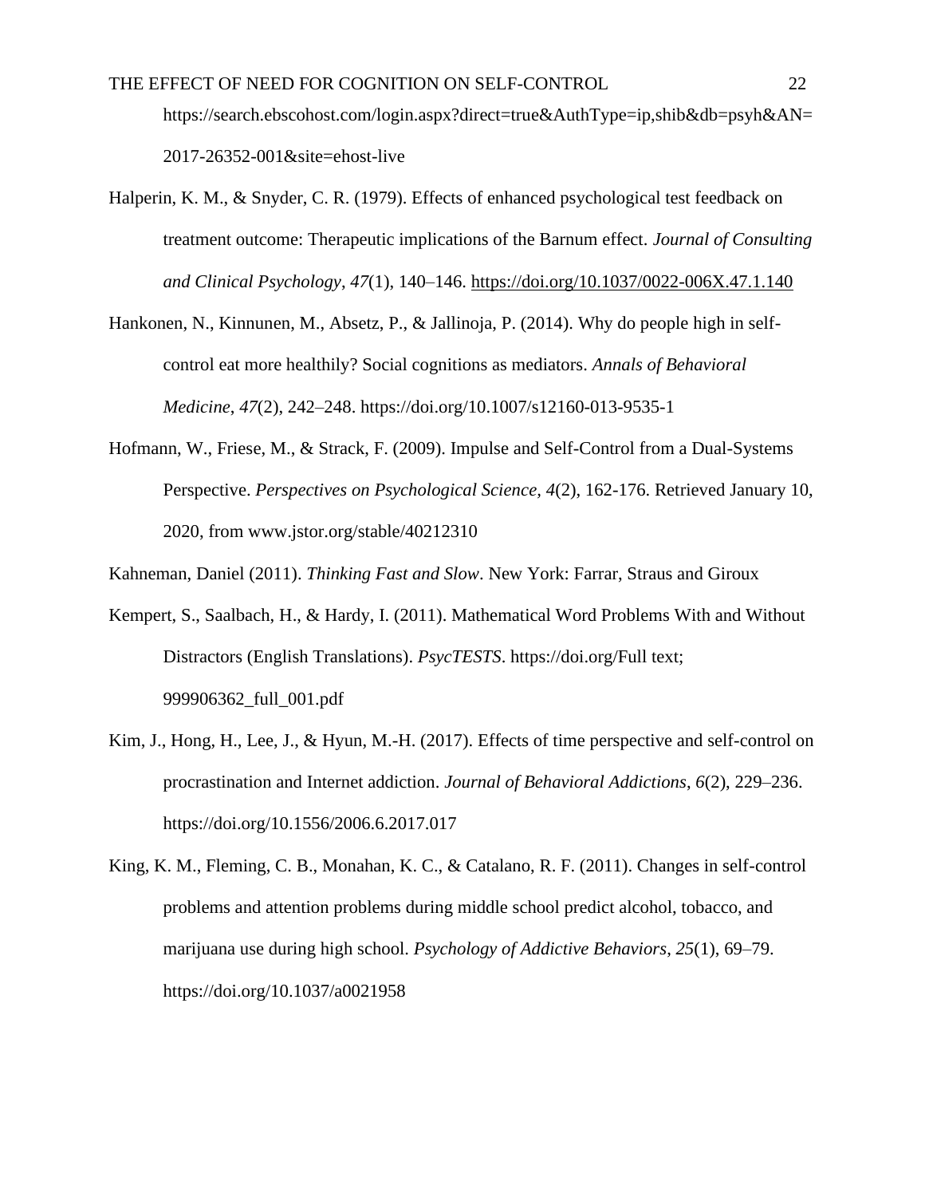https://search.ebscohost.com/login.aspx?direct=true&AuthType=ip,shib&db=psyh&AN=2017-26352-001&site=ehost-live

Halperin, K. M., & Snyder, C. R. (1979). Effects of enhanced psychological test feedback on treatment outcome: Therapeutic implications of the Barnum effect. *Journal of Consulting and Clinical Psychology*, *47*(1), 140–146. https://doi.org/10.1037/0022-006X.47.1.140

Hankonen, N., Kinnunen, M., Absetz, P., & Jallinoja, P. (2014). Why do people high in self-control eat more healthily? Social cognitions as mediators. *Annals of Behavioral Medicine*, *47*(2), 242–248. https://doi.org/10.1007/s12160-013-9535-1

Hofmann, W., Friese, M., & Strack, F. (2009). Impulse and Self-Control from a Dual-Systems Perspective. *Perspectives on Psychological Science, 4*(2), 162-176. Retrieved January 10, 2020, from www.jstor.org/stable/40212310

Kahneman, Daniel (2011). *Thinking Fast and Slow*. New York: Farrar, Straus and Giroux

Kempert, S., Saalbach, H., & Hardy, I. (2011). Mathematical Word Problems With and Without Distractors (English Translations). *PsycTESTS*. https://doi.org/Full text; 999906362_full_001.pdf

Kim, J., Hong, H., Lee, J., & Hyun, M.-H. (2017). Effects of time perspective and self-control on procrastination and Internet addiction. *Journal of Behavioral Addictions*, *6*(2), 229–236. https://doi.org/10.1556/2006.6.2017.017

King, K. M., Fleming, C. B., Monahan, K. C., & Catalano, R. F. (2011). Changes in self-control problems and attention problems during middle school predict alcohol, tobacco, and marijuana use during high school. *Psychology of Addictive Behaviors*, *25*(1), 69–79. https://doi.org/10.1037/a0021958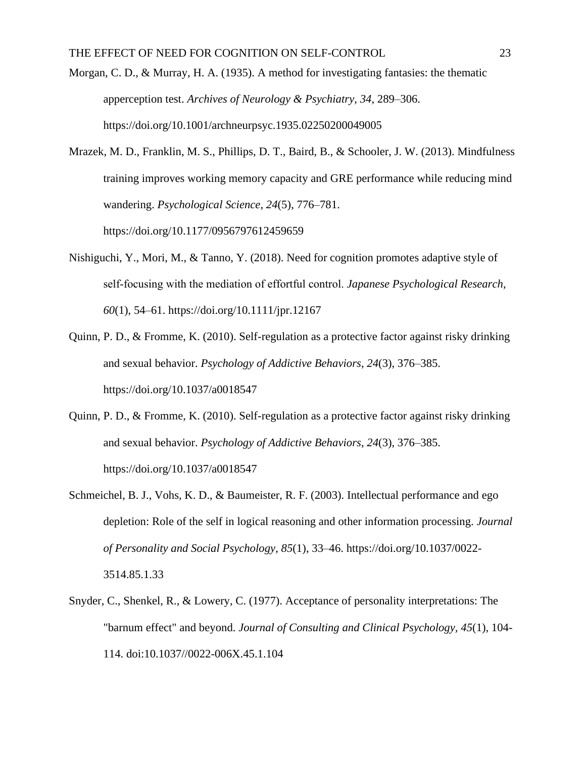Morgan, C. D., & Murray, H. A. (1935). A method for investigating fantasies: the thematic apperception test. *Archives of Neurology & Psychiatry*, *34*, 289–306. https://doi.org/10.1001/archneurpsyc.1935.02250200049005

Mrazek, M. D., Franklin, M. S., Phillips, D. T., Baird, B., & Schooler, J. W. (2013). Mindfulness training improves working memory capacity and GRE performance while reducing mind wandering. *Psychological Science*, *24*(5), 776–781. https://doi.org/10.1177/0956797612459659

Nishiguchi, Y., Mori, M., & Tanno, Y. (2018). Need for cognition promotes adaptive style of self-focusing with the mediation of effortful control. *Japanese Psychological Research*, *60*(1), 54–61. https://doi.org/10.1111/jpr.12167

Quinn, P. D., & Fromme, K. (2010). Self-regulation as a protective factor against risky drinking and sexual behavior. *Psychology of Addictive Behaviors*, *24*(3), 376–385. https://doi.org/10.1037/a0018547

Quinn, P. D., & Fromme, K. (2010). Self-regulation as a protective factor against risky drinking and sexual behavior. *Psychology of Addictive Behaviors*, *24*(3), 376–385. https://doi.org/10.1037/a0018547

Schmeichel, B. J., Vohs, K. D., & Baumeister, R. F. (2003). Intellectual performance and ego depletion: Role of the self in logical reasoning and other information processing. *Journal of Personality and Social Psychology*, *85*(1), 33–46. https://doi.org/10.1037/0022-3514.85.1.33

Snyder, C., Shenkel, R., & Lowery, C. (1977). Acceptance of personality interpretations: The "barnum effect" and beyond. *Journal of Consulting and Clinical Psychology, 45*(1), 104-114. doi:10.1037//0022-006X.45.1.104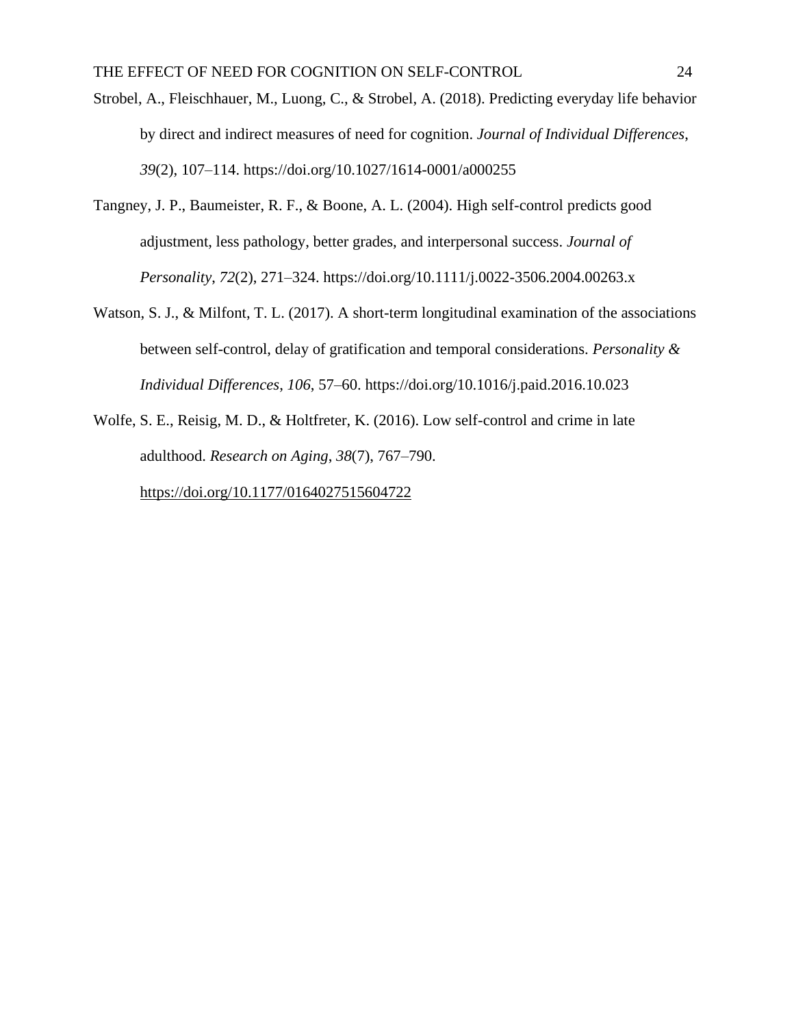Strobel, A., Fleischhauer, M., Luong, C., & Strobel, A. (2018). Predicting everyday life behavior by direct and indirect measures of need for cognition. *Journal of Individual Differences*, *39*(2), 107–114. https://doi.org/10.1027/1614-0001/a000255

Tangney, J. P., Baumeister, R. F., & Boone, A. L. (2004). High self-control predicts good adjustment, less pathology, better grades, and interpersonal success. *Journal of Personality*, *72*(2), 271–324. https://doi.org/10.1111/j.0022-3506.2004.00263.x

Watson, S. J., & Milfont, T. L. (2017). A short-term longitudinal examination of the associations between self-control, delay of gratification and temporal considerations. *Personality & Individual Differences*, *106*, 57–60. https://doi.org/10.1016/j.paid.2016.10.023

Wolfe, S. E., Reisig, M. D., & Holtfreter, K. (2016). Low self-control and crime in late adulthood. *Research on Aging*, *38*(7), 767–790. https://doi.org/10.1177/0164027515604722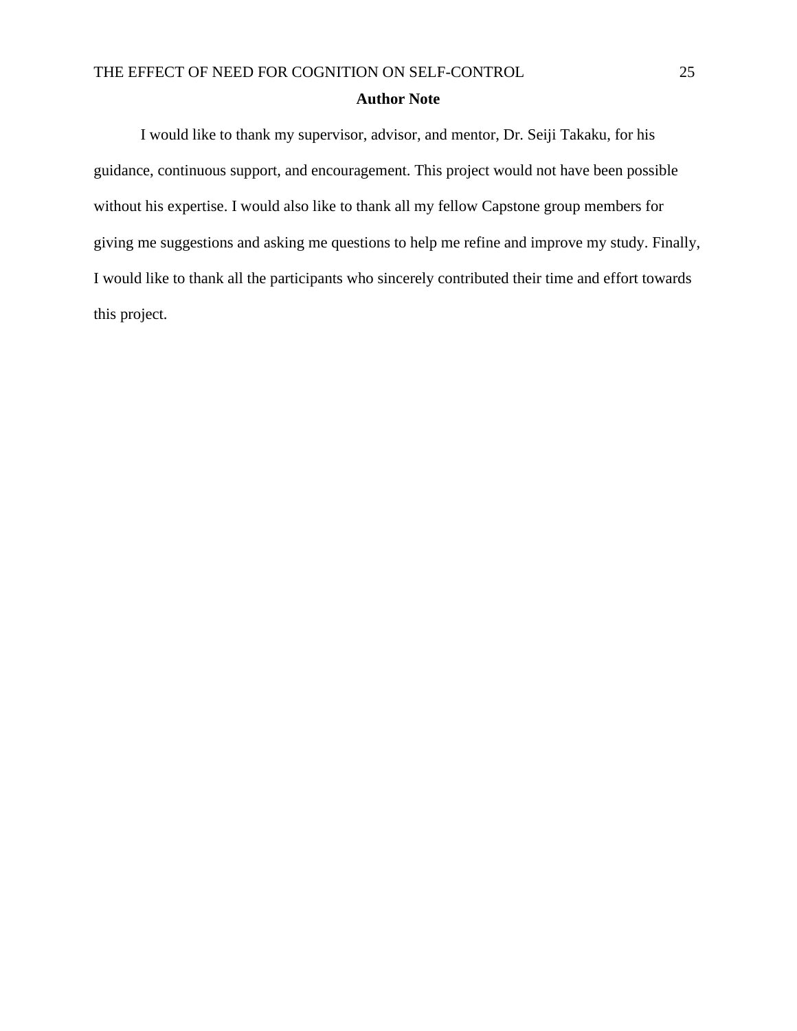## Author Note

I would like to thank my supervisor, advisor, and mentor, Dr. Seiji Takaku, for his guidance, continuous support, and encouragement. This project would not have been possible without his expertise. I would also like to thank all my fellow Capstone group members for giving me suggestions and asking me questions to help me refine and improve my study. Finally, I would like to thank all the participants who sincerely contributed their time and effort towards this project.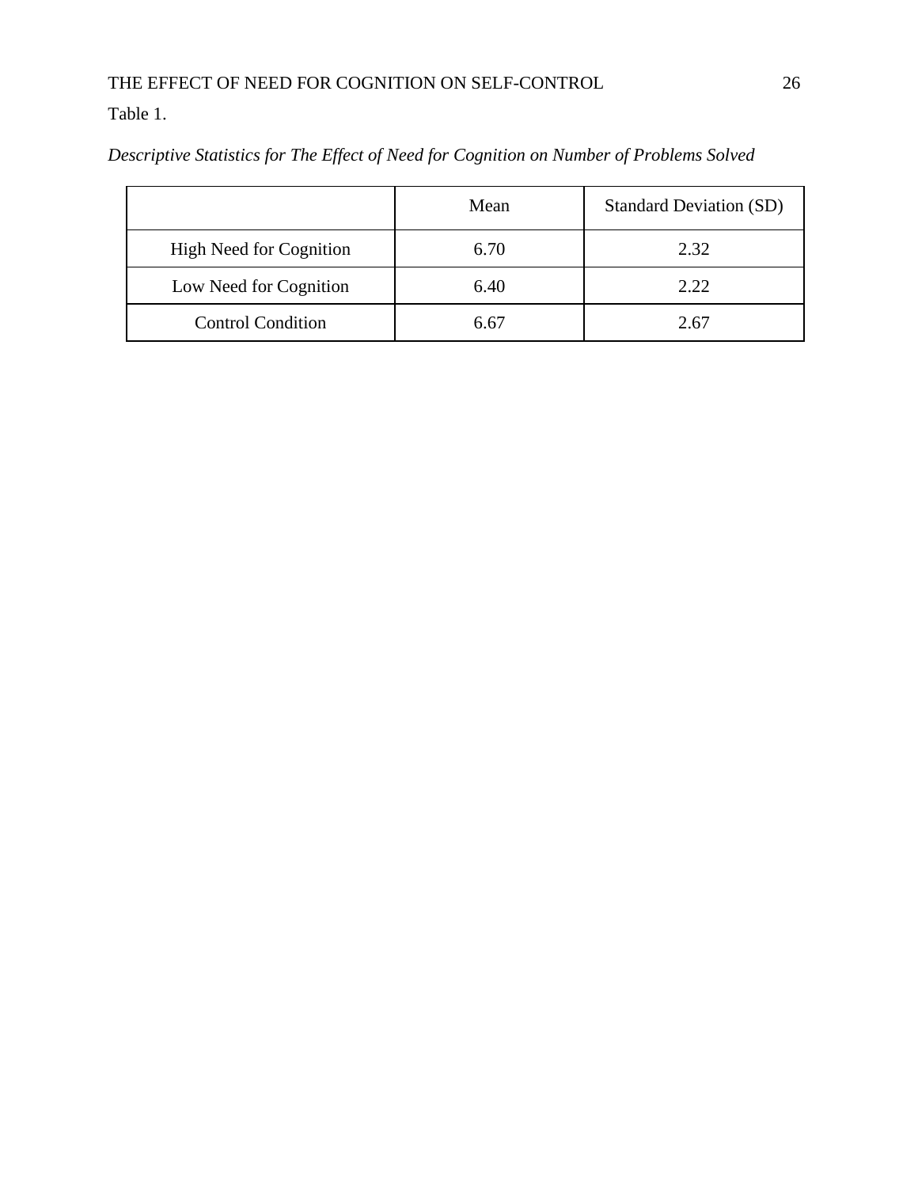Table 1.

*Descriptive Statistics for The Effect of Need for Cognition on Number of Problems Solved*

| | Mean | Standard Deviation (SD) |
|---|---|---|
| High Need for Cognition | 6.70 | 2.32 |
| Low Need for Cognition | 6.40 | 2.22 |
| Control Condition | 6.67 | 2.67 |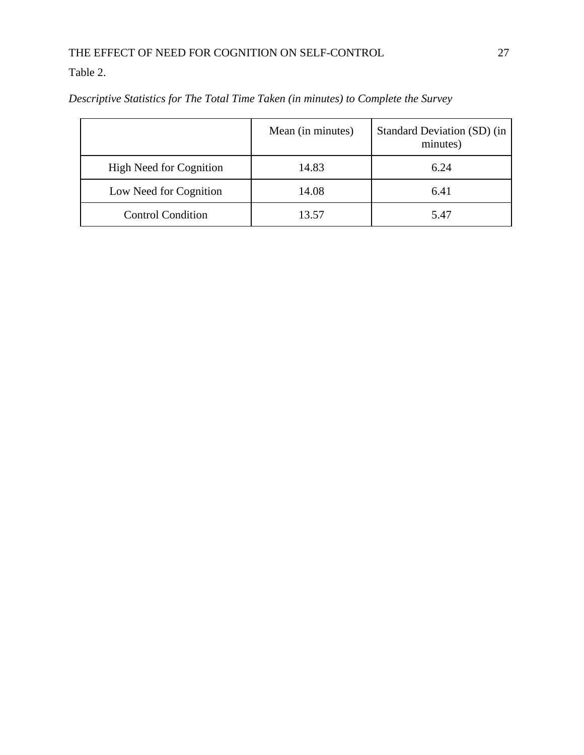Table 2.

*Descriptive Statistics for The Total Time Taken (in minutes) to Complete the Survey*

| | Mean (in minutes) | Standard Deviation (SD) (in minutes) |
|---|---|---|
| High Need for Cognition | 14.83 | 6.24 |
| Low Need for Cognition | 14.08 | 6.41 |
| Control Condition | 13.57 | 5.47 |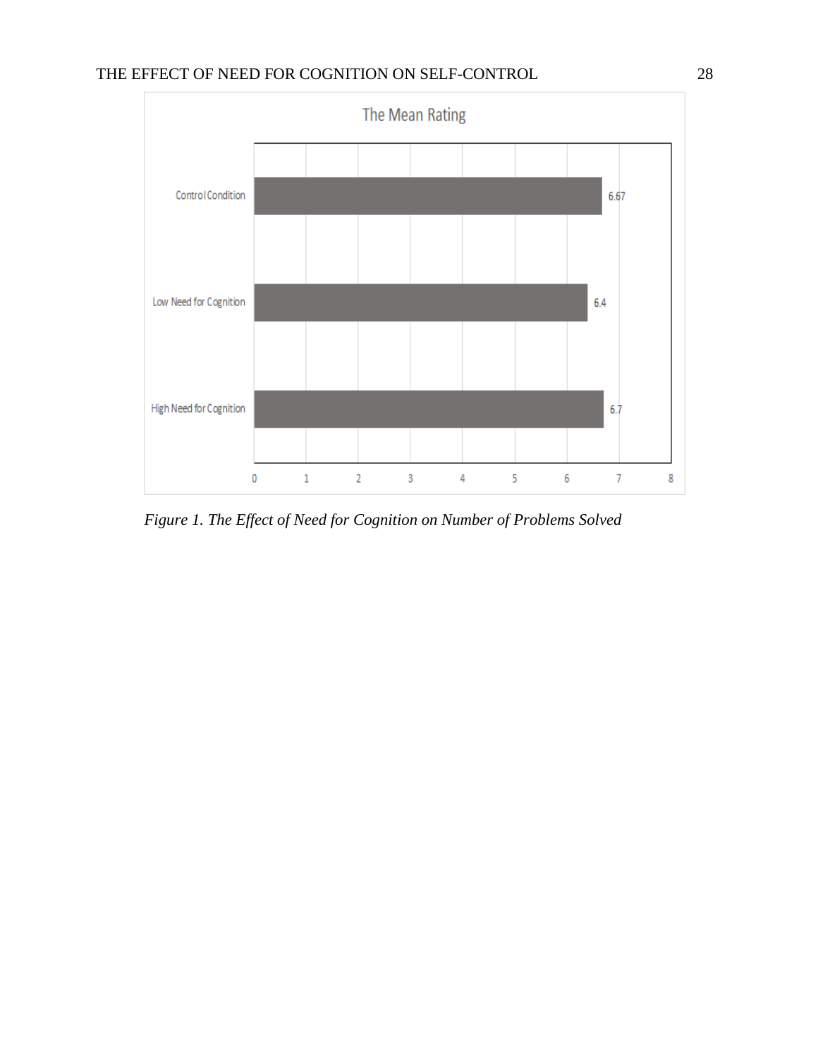The Mean Rating

| Condition | Mean Rating |
|---|---|
| Control Condition | 6.67 |
| Low Need for Cognition | 6.4 |
| High Need for Cognition | 6.7 |

*Figure 1. The Effect of Need for Cognition on Number of Problems Solved*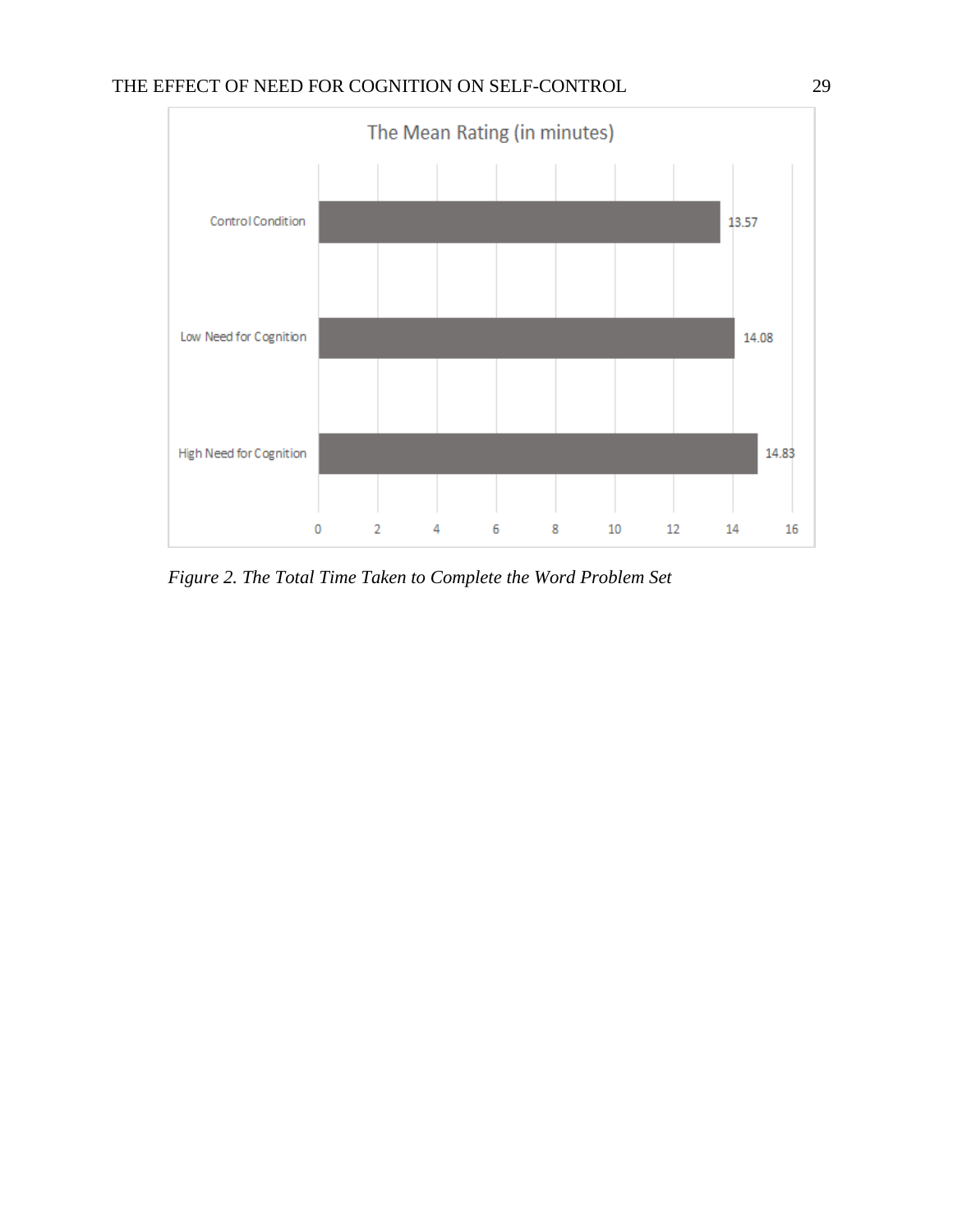The Mean Rating (in minutes)

| Condition | Mean Rating (in minutes) |
|---|---|
| Control Condition | 13.57 |
| Low Need for Cognition | 14.08 |
| High Need for Cognition | 14.83 |

*Figure 2. The Total Time Taken to Complete the Word Problem Set*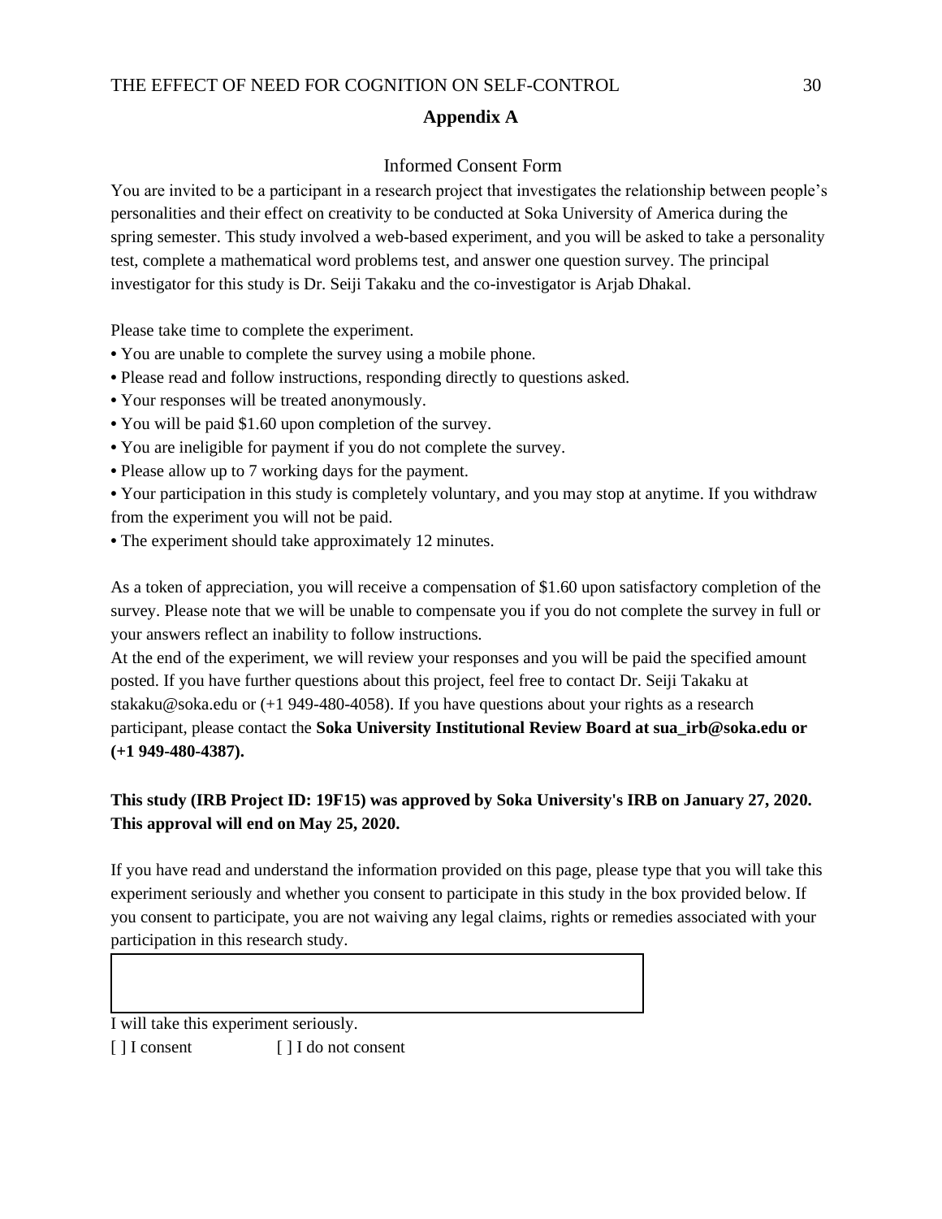## Appendix A

### Informed Consent Form

You are invited to be a participant in a research project that investigates the relationship between people's personalities and their effect on creativity to be conducted at Soka University of America during the spring semester. This study involved a web-based experiment, and you will be asked to take a personality test, complete a mathematical word problems test, and answer one question survey. The principal investigator for this study is Dr. Seiji Takaku and the co-investigator is Arjab Dhakal.

Please take time to complete the experiment.

- You are unable to complete the survey using a mobile phone.
- Please read and follow instructions, responding directly to questions asked.
- Your responses will be treated anonymously.
- You will be paid $1.60 upon completion of the survey.
- You are ineligible for payment if you do not complete the survey.
- Please allow up to 7 working days for the payment.
- Your participation in this study is completely voluntary, and you may stop at anytime. If you withdraw from the experiment you will not be paid.
- The experiment should take approximately 12 minutes.

As a token of appreciation, you will receive a compensation of $1.60 upon satisfactory completion of the survey. Please note that we will be unable to compensate you if you do not complete the survey in full or your answers reflect an inability to follow instructions.

At the end of the experiment, we will review your responses and you will be paid the specified amount posted. If you have further questions about this project, feel free to contact Dr. Seiji Takaku at stakaku@soka.edu or (+1 949-480-4058). If you have questions about your rights as a research participant, please contact the **Soka University Institutional Review Board at sua_irb@soka.edu or (+1 949-480-4387).**

**This study (IRB Project ID: 19F15) was approved by Soka University's IRB on January 27, 2020. This approval will end on May 25, 2020.**

If you have read and understand the information provided on this page, please type that you will take this experiment seriously and whether you consent to participate in this study in the box provided below. If you consent to participate, you are not waiving any legal claims, rights or remedies associated with your participation in this research study.

I will take this experiment seriously.

[ ] I consent [ ] I do not consent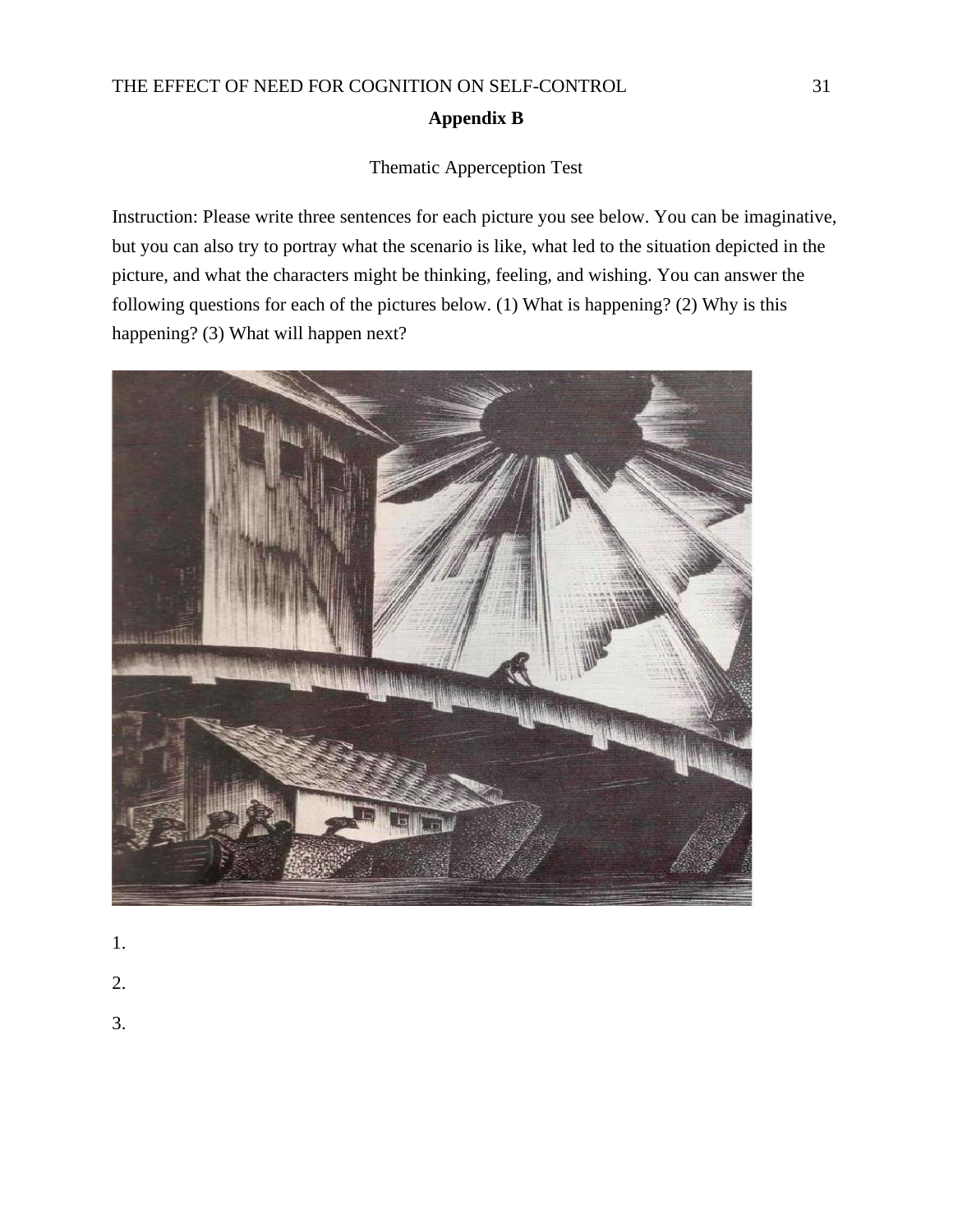## Appendix B

Thematic Apperception Test

Instruction: Please write three sentences for each picture you see below. You can be imaginative, but you can also try to portray what the scenario is like, what led to the situation depicted in the picture, and what the characters might be thinking, feeling, and wishing. You can answer the following questions for each of the pictures below. (1) What is happening? (2) Why is this happening? (3) What will happen next?

1.

2.

3.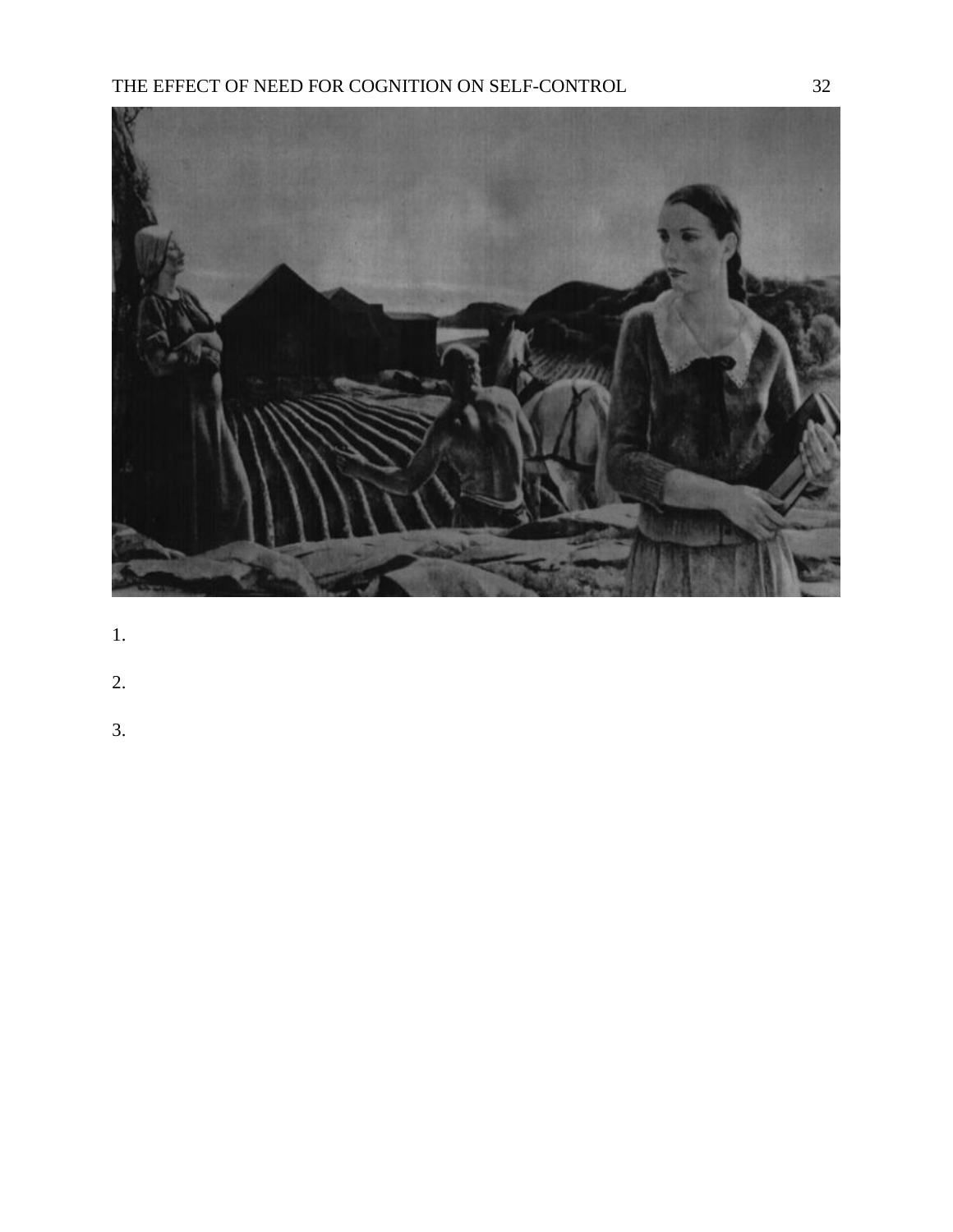1.

2.

3.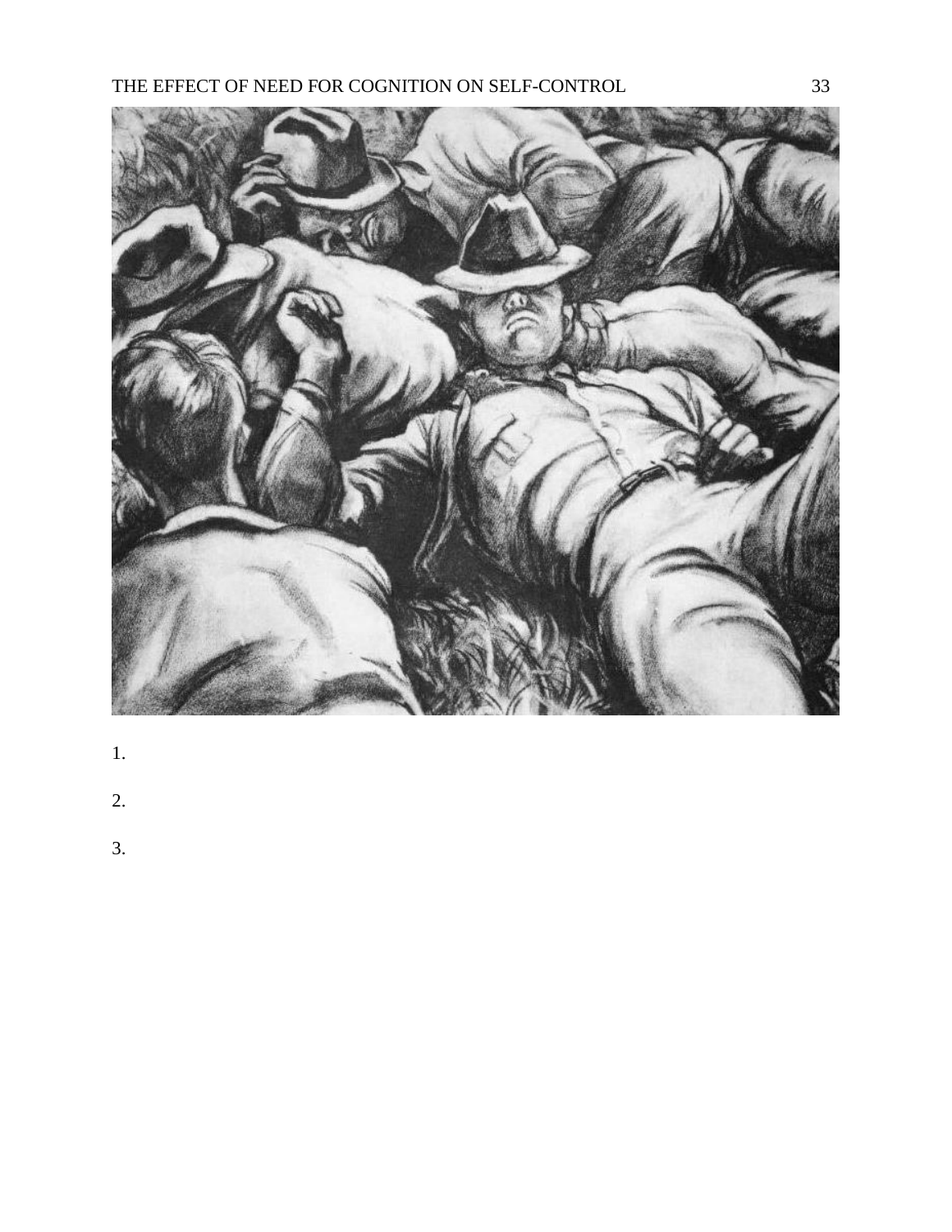1.

2.

3.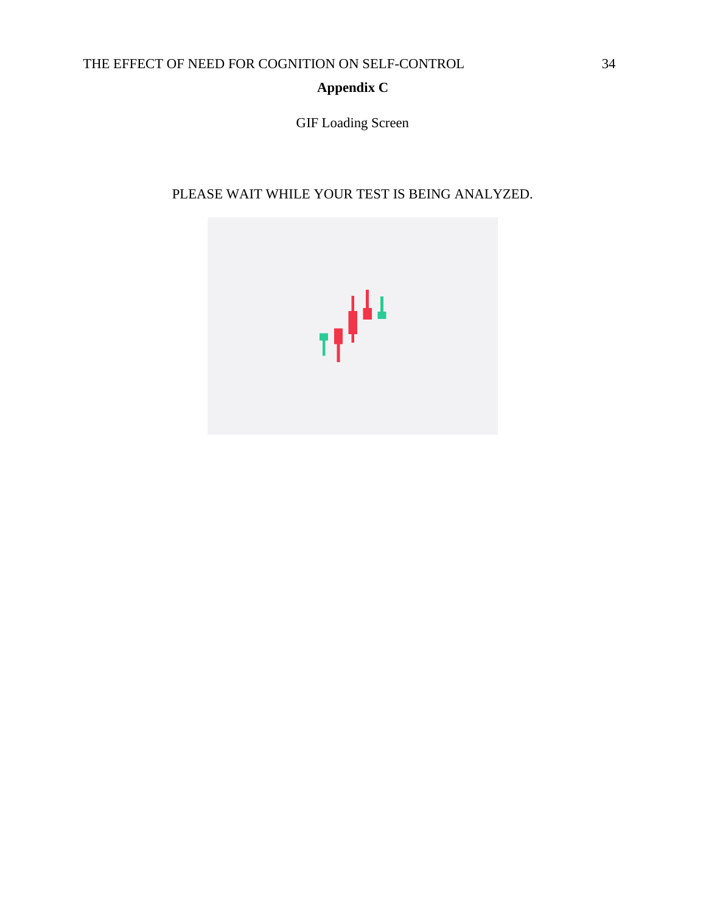# Appendix C

GIF Loading Screen

PLEASE WAIT WHILE YOUR TEST IS BEING ANALYZED.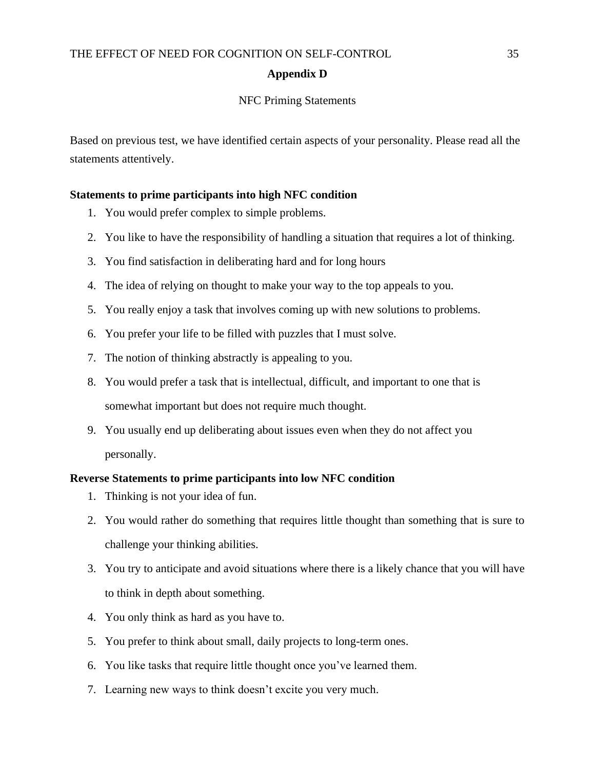# Appendix D

NFC Priming Statements

Based on previous test, we have identified certain aspects of your personality. Please read all the statements attentively.

**Statements to prime participants into high NFC condition**

1. You would prefer complex to simple problems.
2. You like to have the responsibility of handling a situation that requires a lot of thinking.
3. You find satisfaction in deliberating hard and for long hours
4. The idea of relying on thought to make your way to the top appeals to you.
5. You really enjoy a task that involves coming up with new solutions to problems.
6. You prefer your life to be filled with puzzles that I must solve.
7. The notion of thinking abstractly is appealing to you.
8. You would prefer a task that is intellectual, difficult, and important to one that is somewhat important but does not require much thought.
9. You usually end up deliberating about issues even when they do not affect you personally.

**Reverse Statements to prime participants into low NFC condition**

1. Thinking is not your idea of fun.
2. You would rather do something that requires little thought than something that is sure to challenge your thinking abilities.
3. You try to anticipate and avoid situations where there is a likely chance that you will have to think in depth about something.
4. You only think as hard as you have to.
5. You prefer to think about small, daily projects to long-term ones.
6. You like tasks that require little thought once you've learned them.
7. Learning new ways to think doesn't excite you very much.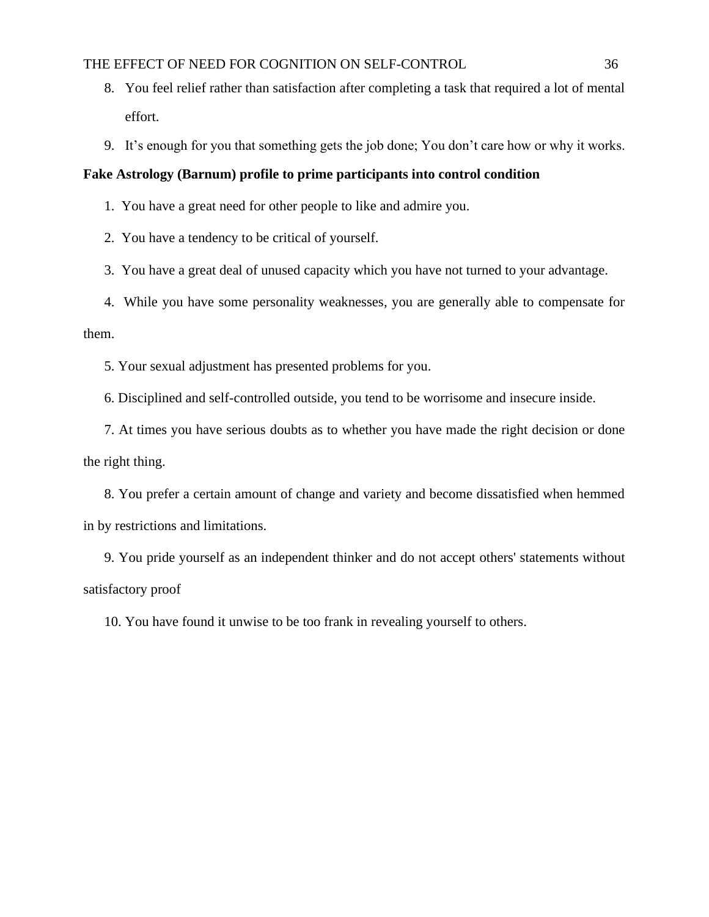8. You feel relief rather than satisfaction after completing a task that required a lot of mental effort.
9. It's enough for you that something gets the job done; You don't care how or why it works.

**Fake Astrology (Barnum) profile to prime participants into control condition**

1. You have a great need for other people to like and admire you.
2. You have a tendency to be critical of yourself.
3. You have a great deal of unused capacity which you have not turned to your advantage.
4. While you have some personality weaknesses, you are generally able to compensate for them.
5. Your sexual adjustment has presented problems for you.
6. Disciplined and self-controlled outside, you tend to be worrisome and insecure inside.
7. At times you have serious doubts as to whether you have made the right decision or done the right thing.
8. You prefer a certain amount of change and variety and become dissatisfied when hemmed in by restrictions and limitations.
9. You pride yourself as an independent thinker and do not accept others' statements without satisfactory proof
10. You have found it unwise to be too frank in revealing yourself to others.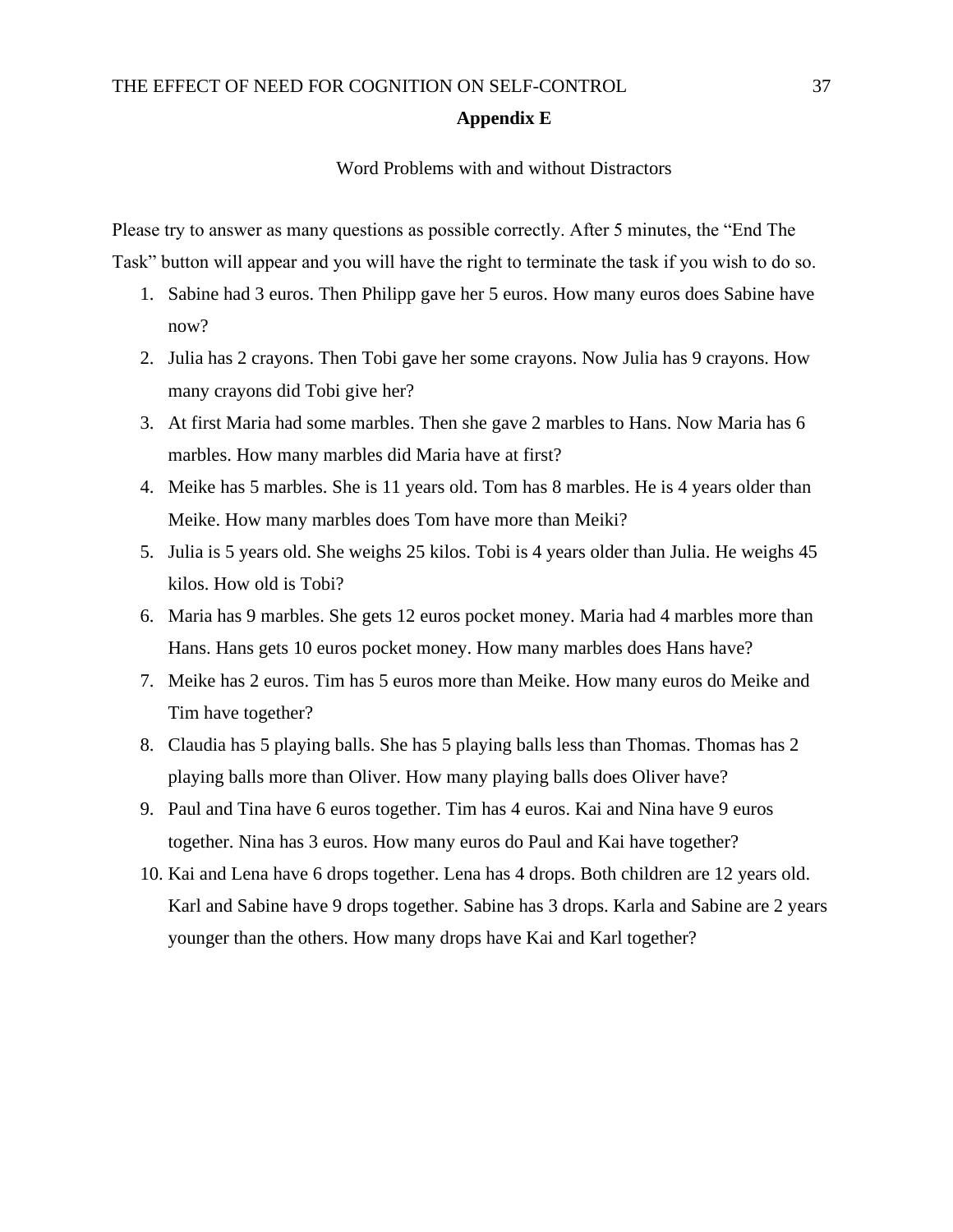## Appendix E

Word Problems with and without Distractors

Please try to answer as many questions as possible correctly. After 5 minutes, the "End The Task" button will appear and you will have the right to terminate the task if you wish to do so.

1. Sabine had 3 euros. Then Philipp gave her 5 euros. How many euros does Sabine have now?
2. Julia has 2 crayons. Then Tobi gave her some crayons. Now Julia has 9 crayons. How many crayons did Tobi give her?
3. At first Maria had some marbles. Then she gave 2 marbles to Hans. Now Maria has 6 marbles. How many marbles did Maria have at first?
4. Meike has 5 marbles. She is 11 years old. Tom has 8 marbles. He is 4 years older than Meike. How many marbles does Tom have more than Meiki?
5. Julia is 5 years old. She weighs 25 kilos. Tobi is 4 years older than Julia. He weighs 45 kilos. How old is Tobi?
6. Maria has 9 marbles. She gets 12 euros pocket money. Maria had 4 marbles more than Hans. Hans gets 10 euros pocket money. How many marbles does Hans have?
7. Meike has 2 euros. Tim has 5 euros more than Meike. How many euros do Meike and Tim have together?
8. Claudia has 5 playing balls. She has 5 playing balls less than Thomas. Thomas has 2 playing balls more than Oliver. How many playing balls does Oliver have?
9. Paul and Tina have 6 euros together. Tim has 4 euros. Kai and Nina have 9 euros together. Nina has 3 euros. How many euros do Paul and Kai have together?
10. Kai and Lena have 6 drops together. Lena has 4 drops. Both children are 12 years old. Karl and Sabine have 9 drops together. Sabine has 3 drops. Karla and Sabine are 2 years younger than the others. How many drops have Kai and Karl together?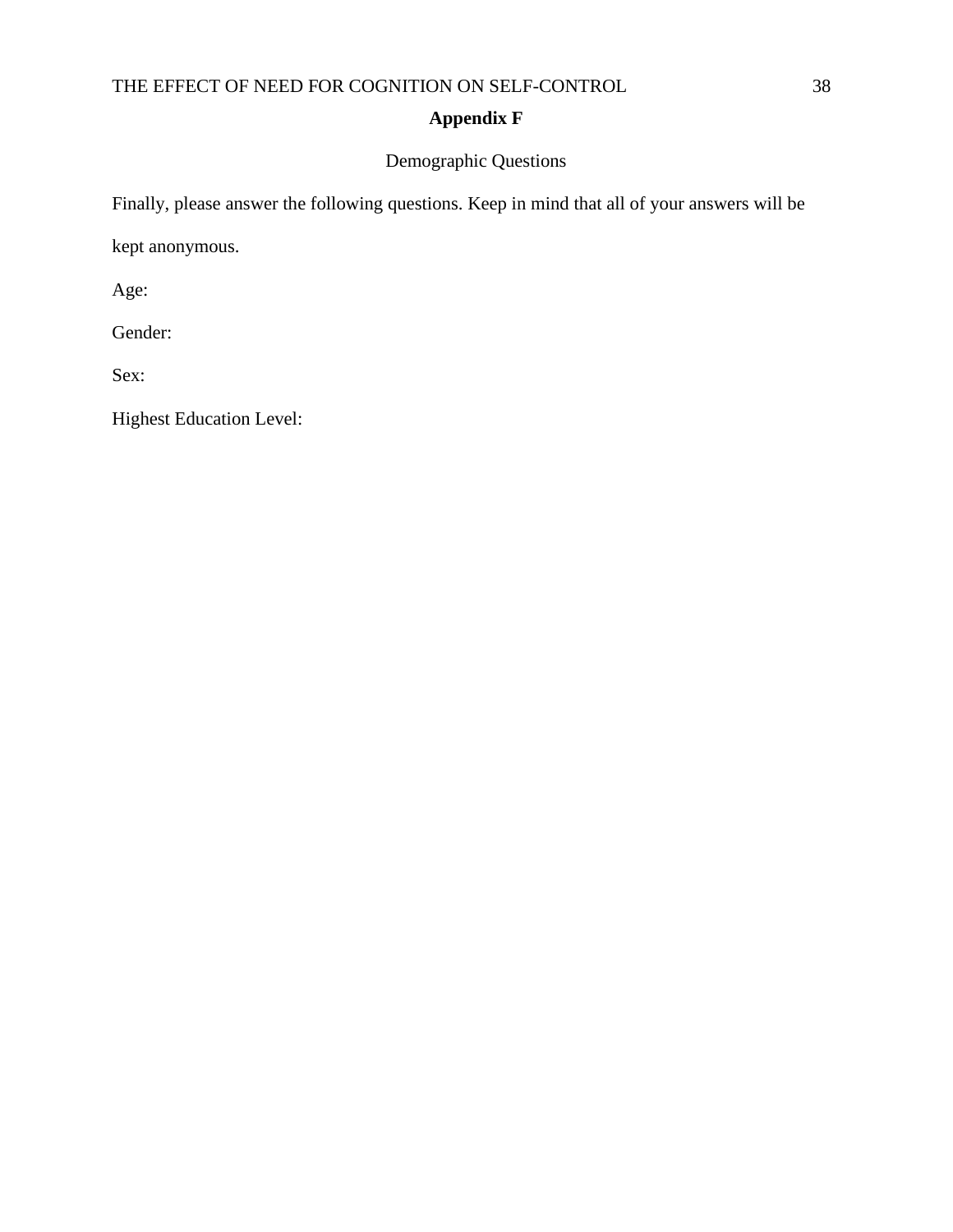# Appendix F

## Demographic Questions

Finally, please answer the following questions. Keep in mind that all of your answers will be kept anonymous.

Age:

Gender:

Sex:

Highest Education Level: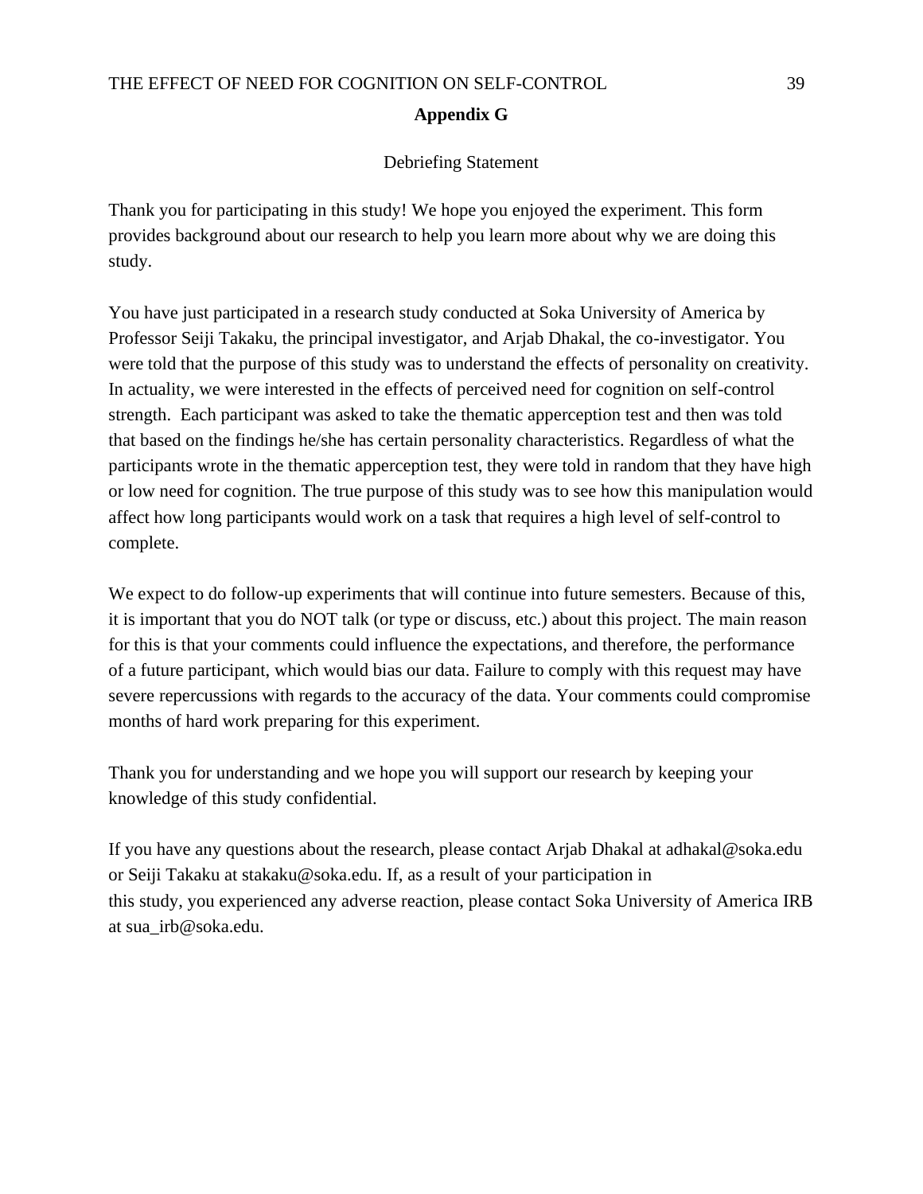## Appendix G

Debriefing Statement

Thank you for participating in this study! We hope you enjoyed the experiment. This form provides background about our research to help you learn more about why we are doing this study.

You have just participated in a research study conducted at Soka University of America by Professor Seiji Takaku, the principal investigator, and Arjab Dhakal, the co-investigator. You were told that the purpose of this study was to understand the effects of personality on creativity. In actuality, we were interested in the effects of perceived need for cognition on self-control strength. Each participant was asked to take the thematic apperception test and then was told that based on the findings he/she has certain personality characteristics. Regardless of what the participants wrote in the thematic apperception test, they were told in random that they have high or low need for cognition. The true purpose of this study was to see how this manipulation would affect how long participants would work on a task that requires a high level of self-control to complete.

We expect to do follow-up experiments that will continue into future semesters. Because of this, it is important that you do NOT talk (or type or discuss, etc.) about this project. The main reason for this is that your comments could influence the expectations, and therefore, the performance of a future participant, which would bias our data. Failure to comply with this request may have severe repercussions with regards to the accuracy of the data. Your comments could compromise months of hard work preparing for this experiment.

Thank you for understanding and we hope you will support our research by keeping your knowledge of this study confidential.

If you have any questions about the research, please contact Arjab Dhakal at adhakal@soka.edu or Seiji Takaku at stakaku@soka.edu. If, as a result of your participation in this study, you experienced any adverse reaction, please contact Soka University of America IRB at sua_irb@soka.edu.